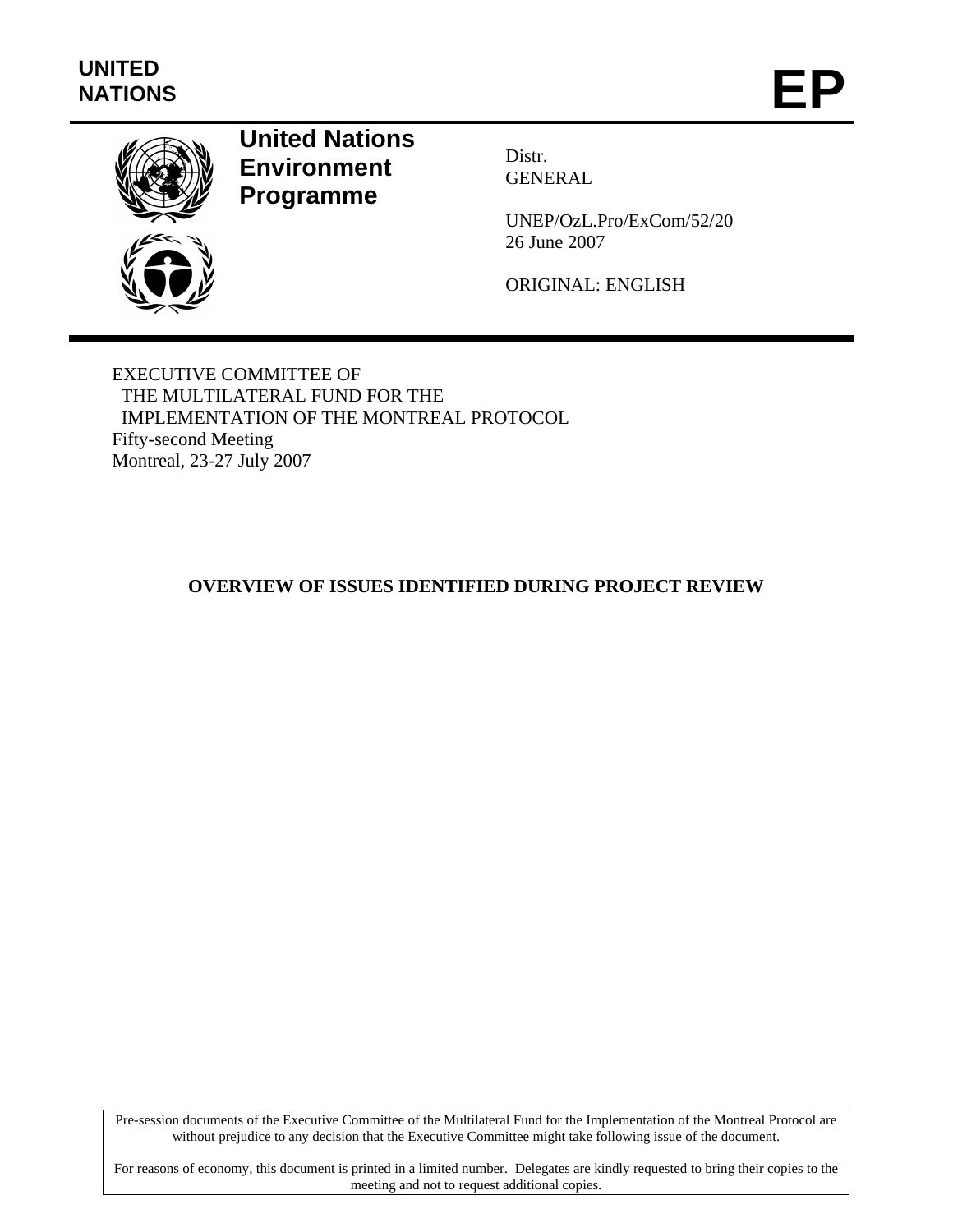UNITED NATIONS

# EP

**United Nations Environment Programme**

Distr.
GENERAL

UNEP/OzL.Pro/ExCom/52/20
26 June 2007

ORIGINAL: ENGLISH

EXECUTIVE COMMITTEE OF
THE MULTILATERAL FUND FOR THE
IMPLEMENTATION OF THE MONTREAL PROTOCOL
Fifty-second Meeting
Montreal, 23-27 July 2007

## OVERVIEW OF ISSUES IDENTIFIED DURING PROJECT REVIEW

Pre-session documents of the Executive Committee of the Multilateral Fund for the Implementation of the Montreal Protocol are without prejudice to any decision that the Executive Committee might take following issue of the document.

For reasons of economy, this document is printed in a limited number. Delegates are kindly requested to bring their copies to the meeting and not to request additional copies.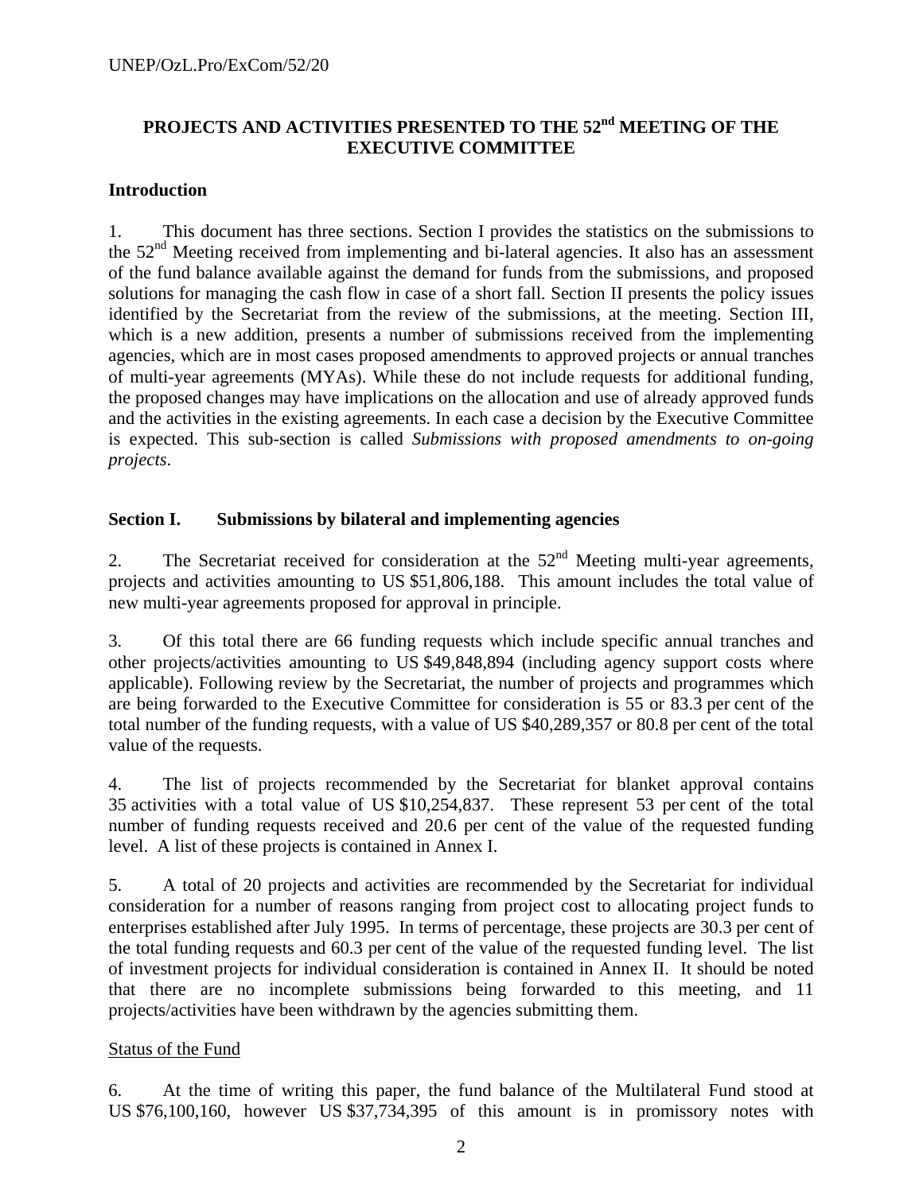**PROJECTS AND ACTIVITIES PRESENTED TO THE 52nd MEETING OF THE EXECUTIVE COMMITTEE**

**Introduction**

1. This document has three sections. Section I provides the statistics on the submissions to the 52nd Meeting received from implementing and bi-lateral agencies. It also has an assessment of the fund balance available against the demand for funds from the submissions, and proposed solutions for managing the cash flow in case of a short fall. Section II presents the policy issues identified by the Secretariat from the review of the submissions, at the meeting. Section III, which is a new addition, presents a number of submissions received from the implementing agencies, which are in most cases proposed amendments to approved projects or annual tranches of multi-year agreements (MYAs). While these do not include requests for additional funding, the proposed changes may have implications on the allocation and use of already approved funds and the activities in the existing agreements. In each case a decision by the Executive Committee is expected. This sub-section is called *Submissions with proposed amendments to on-going projects*.

**Section I. Submissions by bilateral and implementing agencies**

2. The Secretariat received for consideration at the 52nd Meeting multi-year agreements, projects and activities amounting to US $51,806,188. This amount includes the total value of new multi-year agreements proposed for approval in principle.

3. Of this total there are 66 funding requests which include specific annual tranches and other projects/activities amounting to US $49,848,894 (including agency support costs where applicable). Following review by the Secretariat, the number of projects and programmes which are being forwarded to the Executive Committee for consideration is 55 or 83.3 per cent of the total number of the funding requests, with a value of US $40,289,357 or 80.8 per cent of the total value of the requests.

4. The list of projects recommended by the Secretariat for blanket approval contains 35 activities with a total value of US $10,254,837. These represent 53 per cent of the total number of funding requests received and 20.6 per cent of the value of the requested funding level. A list of these projects is contained in Annex I.

5. A total of 20 projects and activities are recommended by the Secretariat for individual consideration for a number of reasons ranging from project cost to allocating project funds to enterprises established after July 1995. In terms of percentage, these projects are 30.3 per cent of the total funding requests and 60.3 per cent of the value of the requested funding level. The list of investment projects for individual consideration is contained in Annex II. It should be noted that there are no incomplete submissions being forwarded to this meeting, and 11 projects/activities have been withdrawn by the agencies submitting them.

Status of the Fund

6. At the time of writing this paper, the fund balance of the Multilateral Fund stood at US $76,100,160, however US $37,734,395 of this amount is in promissory notes with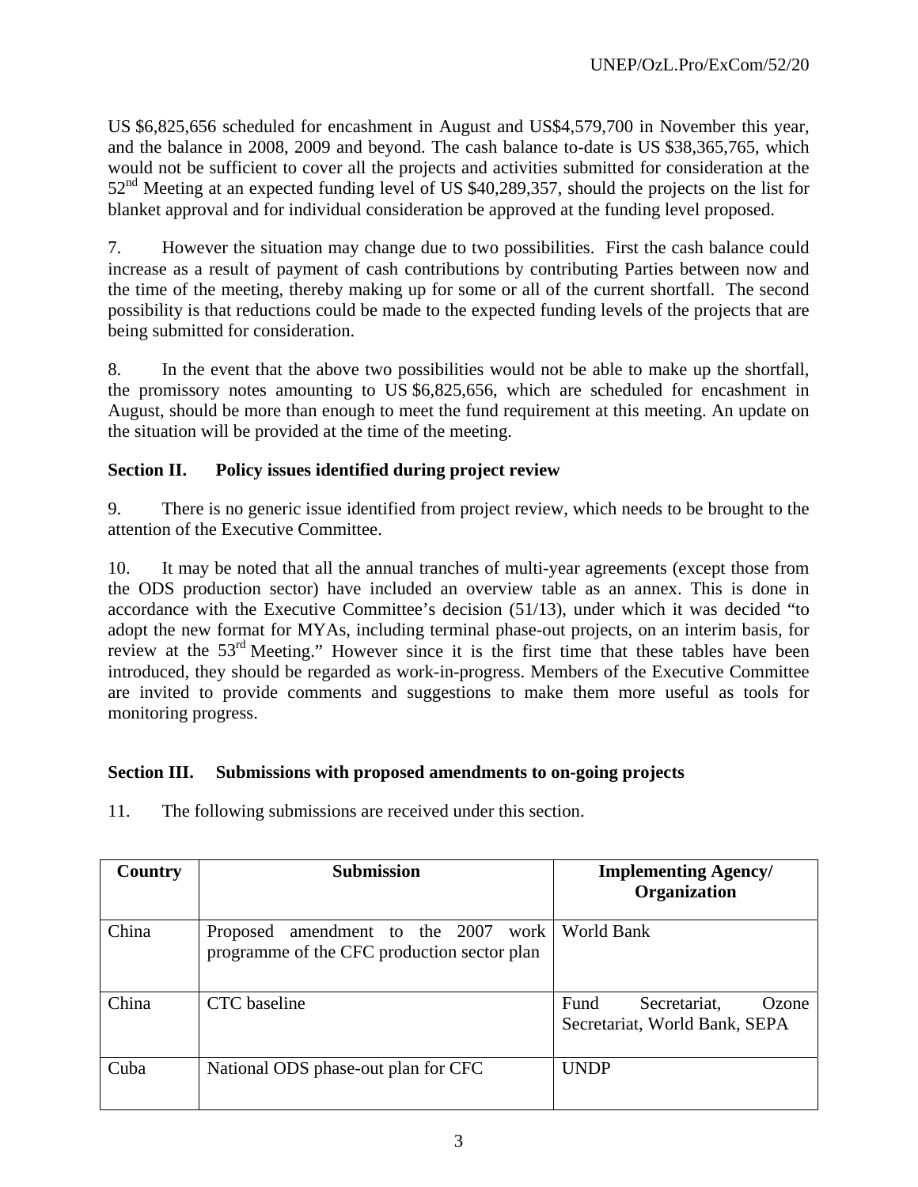US $6,825,656 scheduled for encashment in August and US$4,579,700 in November this year, and the balance in 2008, 2009 and beyond. The cash balance to-date is US $38,365,765, which would not be sufficient to cover all the projects and activities submitted for consideration at the 52nd Meeting at an expected funding level of US $40,289,357, should the projects on the list for blanket approval and for individual consideration be approved at the funding level proposed.

7. However the situation may change due to two possibilities. First the cash balance could increase as a result of payment of cash contributions by contributing Parties between now and the time of the meeting, thereby making up for some or all of the current shortfall. The second possibility is that reductions could be made to the expected funding levels of the projects that are being submitted for consideration.

8. In the event that the above two possibilities would not be able to make up the shortfall, the promissory notes amounting to US $6,825,656, which are scheduled for encashment in August, should be more than enough to meet the fund requirement at this meeting. An update on the situation will be provided at the time of the meeting.

## Section II. Policy issues identified during project review

9. There is no generic issue identified from project review, which needs to be brought to the attention of the Executive Committee.

10. It may be noted that all the annual tranches of multi-year agreements (except those from the ODS production sector) have included an overview table as an annex. This is done in accordance with the Executive Committee's decision (51/13), under which it was decided "to adopt the new format for MYAs, including terminal phase-out projects, on an interim basis, for review at the 53rd Meeting." However since it is the first time that these tables have been introduced, they should be regarded as work-in-progress. Members of the Executive Committee are invited to provide comments and suggestions to make them more useful as tools for monitoring progress.

## Section III. Submissions with proposed amendments to on-going projects

11. The following submissions are received under this section.

| Country | Submission | Implementing Agency/ Organization |
|---|---|---|
| China | Proposed amendment to the 2007 work programme of the CFC production sector plan | World Bank |
| China | CTC baseline | Fund Secretariat, Ozone Secretariat, World Bank, SEPA |
| Cuba | National ODS phase-out plan for CFC | UNDP |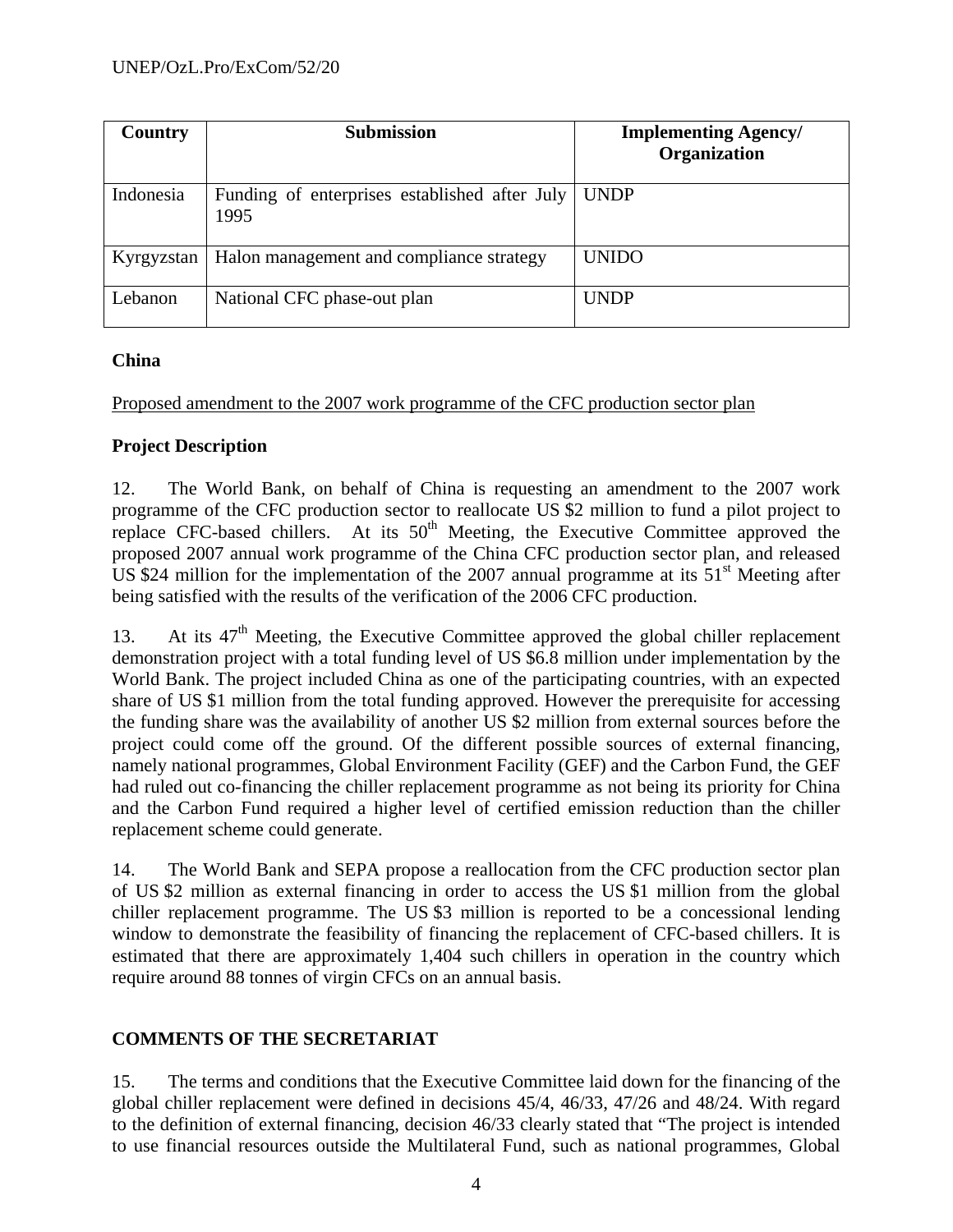| Country | Submission | Implementing Agency/ Organization |
|---|---|---|
| Indonesia | Funding of enterprises established after July 1995 | UNDP |
| Kyrgyzstan | Halon management and compliance strategy | UNIDO |
| Lebanon | National CFC phase-out plan | UNDP |

**China**

Proposed amendment to the 2007 work programme of the CFC production sector plan

**Project Description**

12. The World Bank, on behalf of China is requesting an amendment to the 2007 work programme of the CFC production sector to reallocate US $2 million to fund a pilot project to replace CFC-based chillers. At its 50th Meeting, the Executive Committee approved the proposed 2007 annual work programme of the China CFC production sector plan, and released US $24 million for the implementation of the 2007 annual programme at its 51st Meeting after being satisfied with the results of the verification of the 2006 CFC production.

13. At its 47th Meeting, the Executive Committee approved the global chiller replacement demonstration project with a total funding level of US $6.8 million under implementation by the World Bank. The project included China as one of the participating countries, with an expected share of US $1 million from the total funding approved. However the prerequisite for accessing the funding share was the availability of another US $2 million from external sources before the project could come off the ground. Of the different possible sources of external financing, namely national programmes, Global Environment Facility (GEF) and the Carbon Fund, the GEF had ruled out co-financing the chiller replacement programme as not being its priority for China and the Carbon Fund required a higher level of certified emission reduction than the chiller replacement scheme could generate.

14. The World Bank and SEPA propose a reallocation from the CFC production sector plan of US $2 million as external financing in order to access the US $1 million from the global chiller replacement programme. The US $3 million is reported to be a concessional lending window to demonstrate the feasibility of financing the replacement of CFC-based chillers. It is estimated that there are approximately 1,404 such chillers in operation in the country which require around 88 tonnes of virgin CFCs on an annual basis.

**COMMENTS OF THE SECRETARIAT**

15. The terms and conditions that the Executive Committee laid down for the financing of the global chiller replacement were defined in decisions 45/4, 46/33, 47/26 and 48/24. With regard to the definition of external financing, decision 46/33 clearly stated that "The project is intended to use financial resources outside the Multilateral Fund, such as national programmes, Global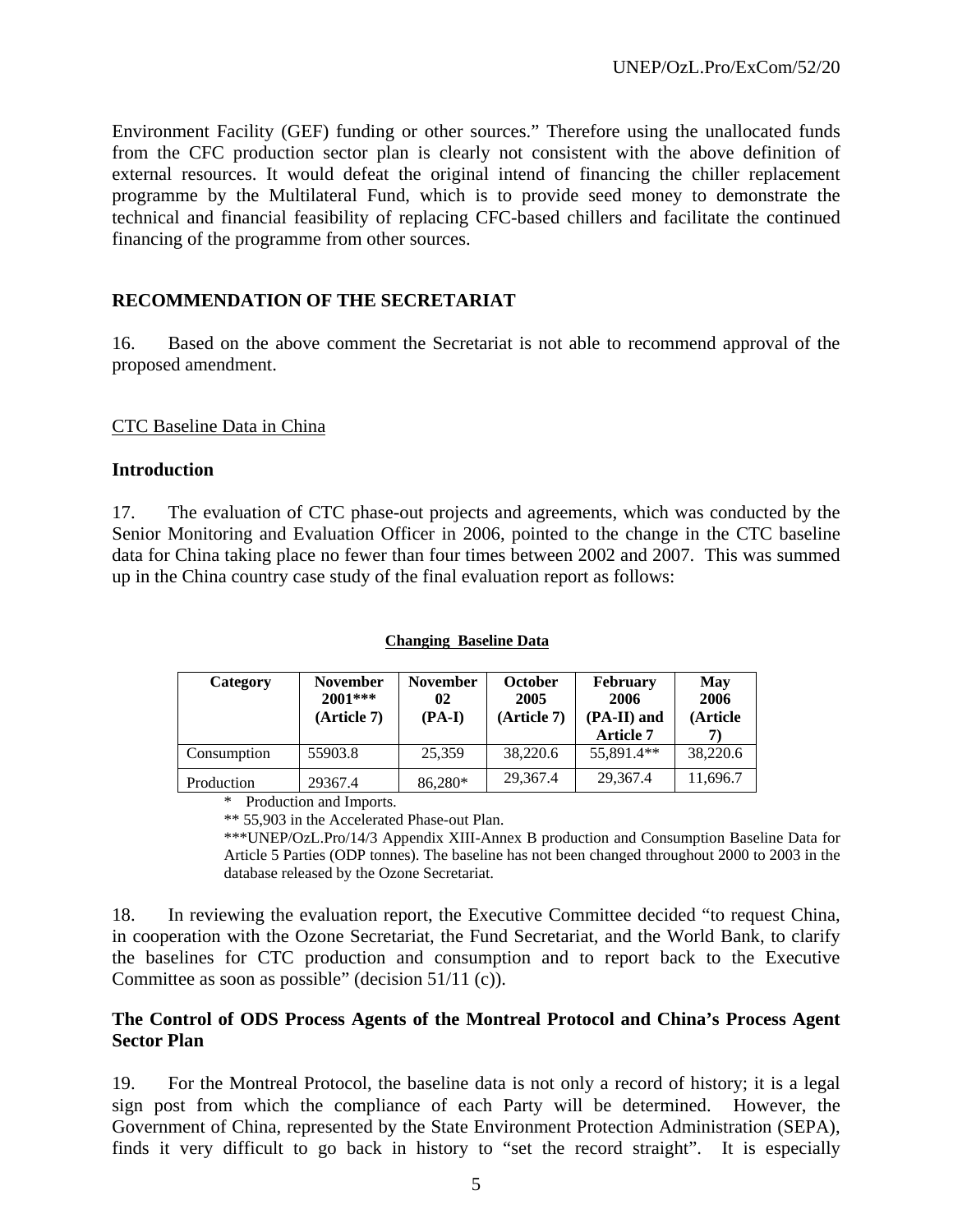Environment Facility (GEF) funding or other sources." Therefore using the unallocated funds from the CFC production sector plan is clearly not consistent with the above definition of external resources. It would defeat the original intend of financing the chiller replacement programme by the Multilateral Fund, which is to provide seed money to demonstrate the technical and financial feasibility of replacing CFC-based chillers and facilitate the continued financing of the programme from other sources.

## RECOMMENDATION OF THE SECRETARIAT

16. Based on the above comment the Secretariat is not able to recommend approval of the proposed amendment.

CTC Baseline Data in China

### Introduction

17. The evaluation of CTC phase-out projects and agreements, which was conducted by the Senior Monitoring and Evaluation Officer in 2006, pointed to the change in the CTC baseline data for China taking place no fewer than four times between 2002 and 2007. This was summed up in the China country case study of the final evaluation report as follows:

**Changing Baseline Data**

| Category | November 2001*** (Article 7) | November 02 (PA-I) | October 2005 (Article 7) | February 2006 (PA-II) and Article 7 | May 2006 (Article 7) |
|---|---|---|---|---|---|
| Consumption | 55903.8 | 25,359 | 38,220.6 | 55,891.4** | 38,220.6 |
| Production | 29367.4 | 86,280* | 29,367.4 | 29,367.4 | 11,696.7 |

\* Production and Imports.

** 55,903 in the Accelerated Phase-out Plan.

***UNEP/OzL.Pro/14/3 Appendix XIII-Annex B production and Consumption Baseline Data for Article 5 Parties (ODP tonnes). The baseline has not been changed throughout 2000 to 2003 in the database released by the Ozone Secretariat.

18. In reviewing the evaluation report, the Executive Committee decided "to request China, in cooperation with the Ozone Secretariat, the Fund Secretariat, and the World Bank, to clarify the baselines for CTC production and consumption and to report back to the Executive Committee as soon as possible" (decision 51/11 (c)).

### The Control of ODS Process Agents of the Montreal Protocol and China's Process Agent Sector Plan

19. For the Montreal Protocol, the baseline data is not only a record of history; it is a legal sign post from which the compliance of each Party will be determined. However, the Government of China, represented by the State Environment Protection Administration (SEPA), finds it very difficult to go back in history to "set the record straight". It is especially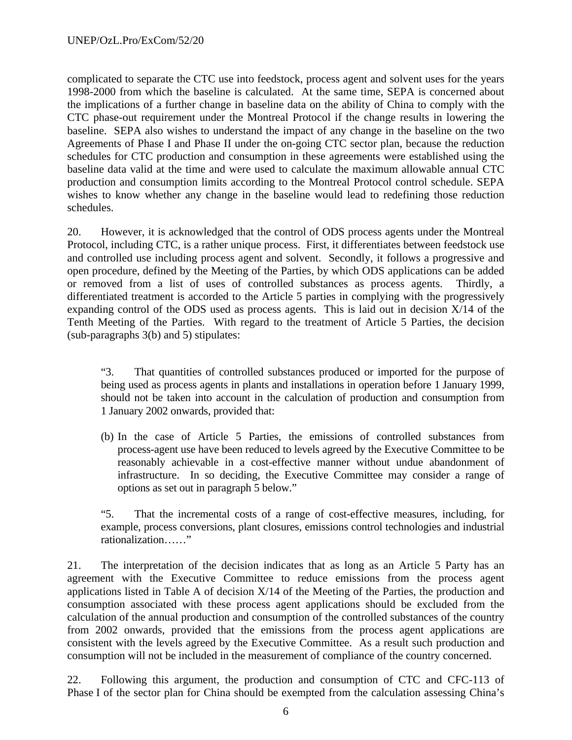complicated to separate the CTC use into feedstock, process agent and solvent uses for the years 1998-2000 from which the baseline is calculated. At the same time, SEPA is concerned about the implications of a further change in baseline data on the ability of China to comply with the CTC phase-out requirement under the Montreal Protocol if the change results in lowering the baseline. SEPA also wishes to understand the impact of any change in the baseline on the two Agreements of Phase I and Phase II under the on-going CTC sector plan, because the reduction schedules for CTC production and consumption in these agreements were established using the baseline data valid at the time and were used to calculate the maximum allowable annual CTC production and consumption limits according to the Montreal Protocol control schedule. SEPA wishes to know whether any change in the baseline would lead to redefining those reduction schedules.

20. However, it is acknowledged that the control of ODS process agents under the Montreal Protocol, including CTC, is a rather unique process. First, it differentiates between feedstock use and controlled use including process agent and solvent. Secondly, it follows a progressive and open procedure, defined by the Meeting of the Parties, by which ODS applications can be added or removed from a list of uses of controlled substances as process agents. Thirdly, a differentiated treatment is accorded to the Article 5 parties in complying with the progressively expanding control of the ODS used as process agents. This is laid out in decision X/14 of the Tenth Meeting of the Parties. With regard to the treatment of Article 5 Parties, the decision (sub-paragraphs 3(b) and 5) stipulates:

> "3. That quantities of controlled substances produced or imported for the purpose of being used as process agents in plants and installations in operation before 1 January 1999, should not be taken into account in the calculation of production and consumption from 1 January 2002 onwards, provided that:
>
> (b) In the case of Article 5 Parties, the emissions of controlled substances from process-agent use have been reduced to levels agreed by the Executive Committee to be reasonably achievable in a cost-effective manner without undue abandonment of infrastructure. In so deciding, the Executive Committee may consider a range of options as set out in paragraph 5 below."
>
> "5. That the incremental costs of a range of cost-effective measures, including, for example, process conversions, plant closures, emissions control technologies and industrial rationalization……"

21. The interpretation of the decision indicates that as long as an Article 5 Party has an agreement with the Executive Committee to reduce emissions from the process agent applications listed in Table A of decision X/14 of the Meeting of the Parties, the production and consumption associated with these process agent applications should be excluded from the calculation of the annual production and consumption of the controlled substances of the country from 2002 onwards, provided that the emissions from the process agent applications are consistent with the levels agreed by the Executive Committee. As a result such production and consumption will not be included in the measurement of compliance of the country concerned.

22. Following this argument, the production and consumption of CTC and CFC-113 of Phase I of the sector plan for China should be exempted from the calculation assessing China's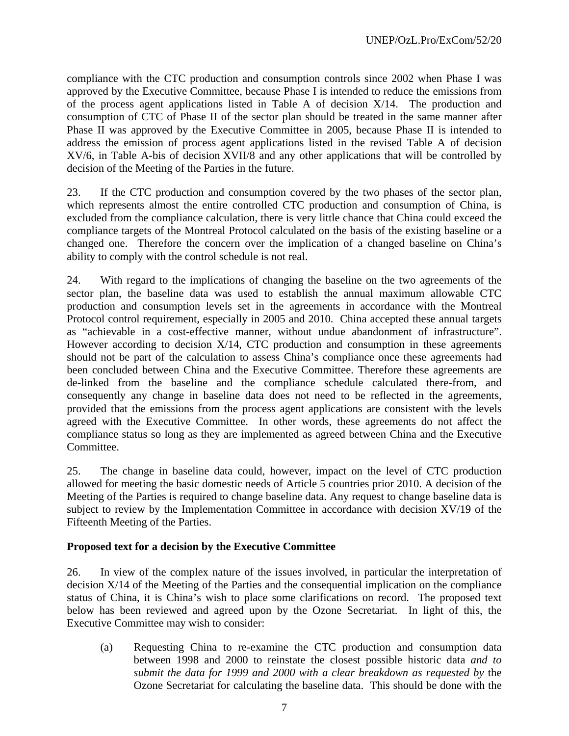compliance with the CTC production and consumption controls since 2002 when Phase I was approved by the Executive Committee, because Phase I is intended to reduce the emissions from of the process agent applications listed in Table A of decision X/14. The production and consumption of CTC of Phase II of the sector plan should be treated in the same manner after Phase II was approved by the Executive Committee in 2005, because Phase II is intended to address the emission of process agent applications listed in the revised Table A of decision XV/6, in Table A-bis of decision XVII/8 and any other applications that will be controlled by decision of the Meeting of the Parties in the future.

23. If the CTC production and consumption covered by the two phases of the sector plan, which represents almost the entire controlled CTC production and consumption of China, is excluded from the compliance calculation, there is very little chance that China could exceed the compliance targets of the Montreal Protocol calculated on the basis of the existing baseline or a changed one. Therefore the concern over the implication of a changed baseline on China's ability to comply with the control schedule is not real.

24. With regard to the implications of changing the baseline on the two agreements of the sector plan, the baseline data was used to establish the annual maximum allowable CTC production and consumption levels set in the agreements in accordance with the Montreal Protocol control requirement, especially in 2005 and 2010. China accepted these annual targets as "achievable in a cost-effective manner, without undue abandonment of infrastructure". However according to decision X/14, CTC production and consumption in these agreements should not be part of the calculation to assess China's compliance once these agreements had been concluded between China and the Executive Committee. Therefore these agreements are de-linked from the baseline and the compliance schedule calculated there-from, and consequently any change in baseline data does not need to be reflected in the agreements, provided that the emissions from the process agent applications are consistent with the levels agreed with the Executive Committee. In other words, these agreements do not affect the compliance status so long as they are implemented as agreed between China and the Executive Committee.

25. The change in baseline data could, however, impact on the level of CTC production allowed for meeting the basic domestic needs of Article 5 countries prior 2010. A decision of the Meeting of the Parties is required to change baseline data. Any request to change baseline data is subject to review by the Implementation Committee in accordance with decision XV/19 of the Fifteenth Meeting of the Parties.

**Proposed text for a decision by the Executive Committee**

26. In view of the complex nature of the issues involved, in particular the interpretation of decision X/14 of the Meeting of the Parties and the consequential implication on the compliance status of China, it is China's wish to place some clarifications on record. The proposed text below has been reviewed and agreed upon by the Ozone Secretariat. In light of this, the Executive Committee may wish to consider:

(a) Requesting China to re-examine the CTC production and consumption data between 1998 and 2000 to reinstate the closest possible historic data *and to submit the data for 1999 and 2000 with a clear breakdown as requested by* the Ozone Secretariat for calculating the baseline data. This should be done with the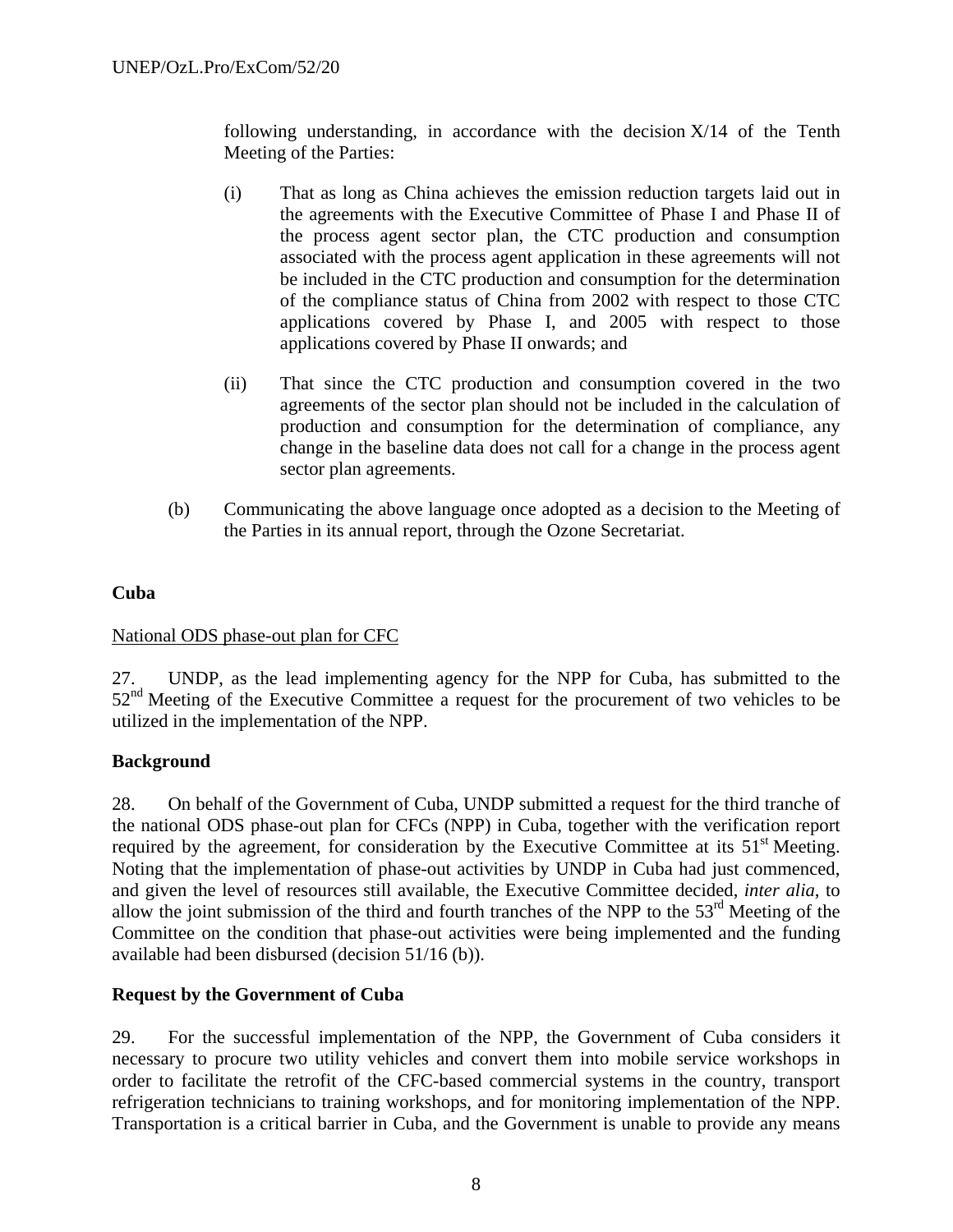following understanding, in accordance with the decision X/14 of the Tenth Meeting of the Parties:

(i) That as long as China achieves the emission reduction targets laid out in the agreements with the Executive Committee of Phase I and Phase II of the process agent sector plan, the CTC production and consumption associated with the process agent application in these agreements will not be included in the CTC production and consumption for the determination of the compliance status of China from 2002 with respect to those CTC applications covered by Phase I, and 2005 with respect to those applications covered by Phase II onwards; and

(ii) That since the CTC production and consumption covered in the two agreements of the sector plan should not be included in the calculation of production and consumption for the determination of compliance, any change in the baseline data does not call for a change in the process agent sector plan agreements.

(b) Communicating the above language once adopted as a decision to the Meeting of the Parties in its annual report, through the Ozone Secretariat.

**Cuba**

National ODS phase-out plan for CFC

27. UNDP, as the lead implementing agency for the NPP for Cuba, has submitted to the 52nd Meeting of the Executive Committee a request for the procurement of two vehicles to be utilized in the implementation of the NPP.

**Background**

28. On behalf of the Government of Cuba, UNDP submitted a request for the third tranche of the national ODS phase-out plan for CFCs (NPP) in Cuba, together with the verification report required by the agreement, for consideration by the Executive Committee at its 51st Meeting. Noting that the implementation of phase-out activities by UNDP in Cuba had just commenced, and given the level of resources still available, the Executive Committee decided, *inter alia*, to allow the joint submission of the third and fourth tranches of the NPP to the 53rd Meeting of the Committee on the condition that phase-out activities were being implemented and the funding available had been disbursed (decision 51/16 (b)).

**Request by the Government of Cuba**

29. For the successful implementation of the NPP, the Government of Cuba considers it necessary to procure two utility vehicles and convert them into mobile service workshops in order to facilitate the retrofit of the CFC-based commercial systems in the country, transport refrigeration technicians to training workshops, and for monitoring implementation of the NPP. Transportation is a critical barrier in Cuba, and the Government is unable to provide any means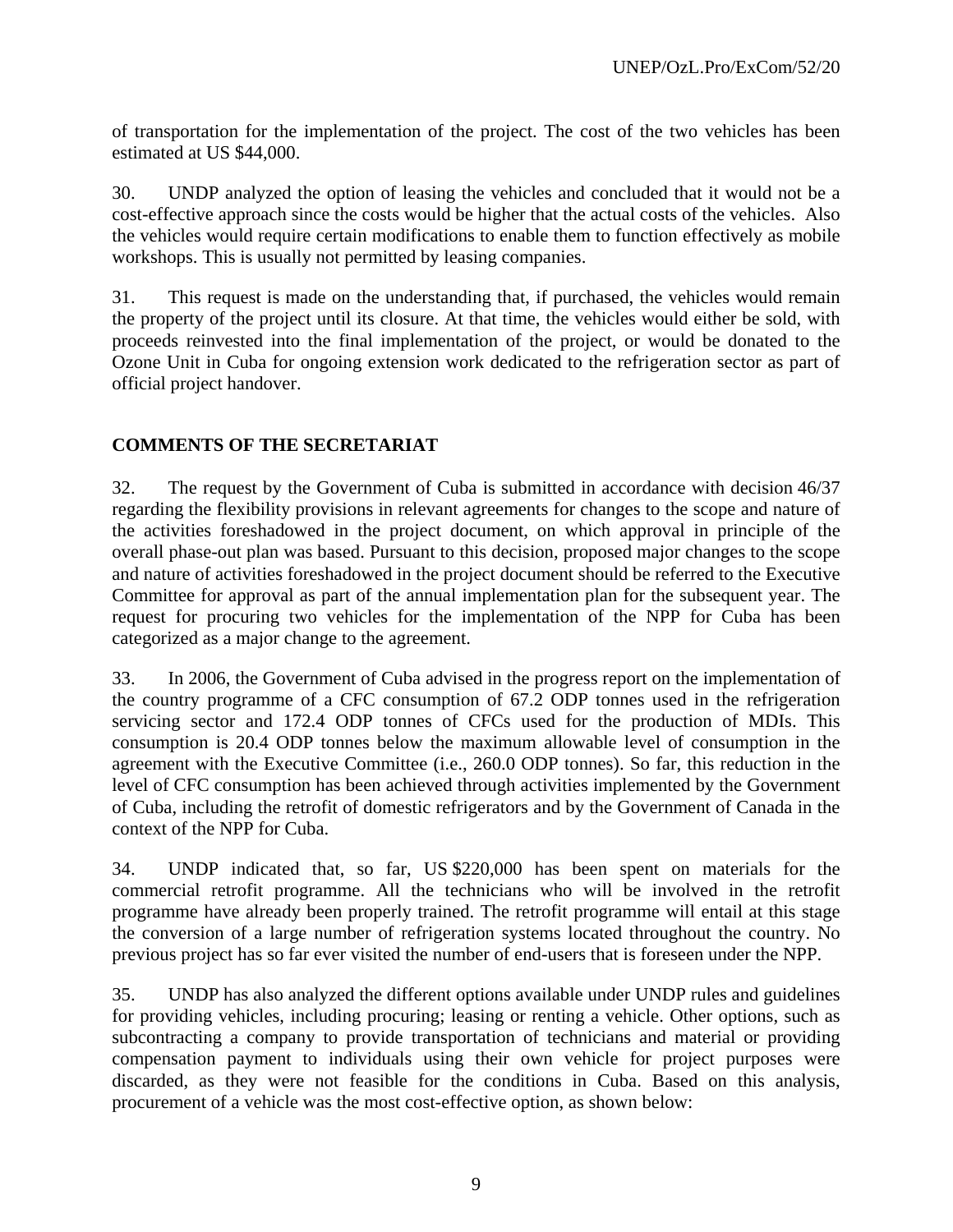of transportation for the implementation of the project. The cost of the two vehicles has been estimated at US $44,000.

30. UNDP analyzed the option of leasing the vehicles and concluded that it would not be a cost-effective approach since the costs would be higher that the actual costs of the vehicles. Also the vehicles would require certain modifications to enable them to function effectively as mobile workshops. This is usually not permitted by leasing companies.

31. This request is made on the understanding that, if purchased, the vehicles would remain the property of the project until its closure. At that time, the vehicles would either be sold, with proceeds reinvested into the final implementation of the project, or would be donated to the Ozone Unit in Cuba for ongoing extension work dedicated to the refrigeration sector as part of official project handover.

## COMMENTS OF THE SECRETARIAT

32. The request by the Government of Cuba is submitted in accordance with decision 46/37 regarding the flexibility provisions in relevant agreements for changes to the scope and nature of the activities foreshadowed in the project document, on which approval in principle of the overall phase-out plan was based. Pursuant to this decision, proposed major changes to the scope and nature of activities foreshadowed in the project document should be referred to the Executive Committee for approval as part of the annual implementation plan for the subsequent year. The request for procuring two vehicles for the implementation of the NPP for Cuba has been categorized as a major change to the agreement.

33. In 2006, the Government of Cuba advised in the progress report on the implementation of the country programme of a CFC consumption of 67.2 ODP tonnes used in the refrigeration servicing sector and 172.4 ODP tonnes of CFCs used for the production of MDIs. This consumption is 20.4 ODP tonnes below the maximum allowable level of consumption in the agreement with the Executive Committee (i.e., 260.0 ODP tonnes). So far, this reduction in the level of CFC consumption has been achieved through activities implemented by the Government of Cuba, including the retrofit of domestic refrigerators and by the Government of Canada in the context of the NPP for Cuba.

34. UNDP indicated that, so far, US $220,000 has been spent on materials for the commercial retrofit programme. All the technicians who will be involved in the retrofit programme have already been properly trained. The retrofit programme will entail at this stage the conversion of a large number of refrigeration systems located throughout the country. No previous project has so far ever visited the number of end-users that is foreseen under the NPP.

35. UNDP has also analyzed the different options available under UNDP rules and guidelines for providing vehicles, including procuring; leasing or renting a vehicle. Other options, such as subcontracting a company to provide transportation of technicians and material or providing compensation payment to individuals using their own vehicle for project purposes were discarded, as they were not feasible for the conditions in Cuba. Based on this analysis, procurement of a vehicle was the most cost-effective option, as shown below: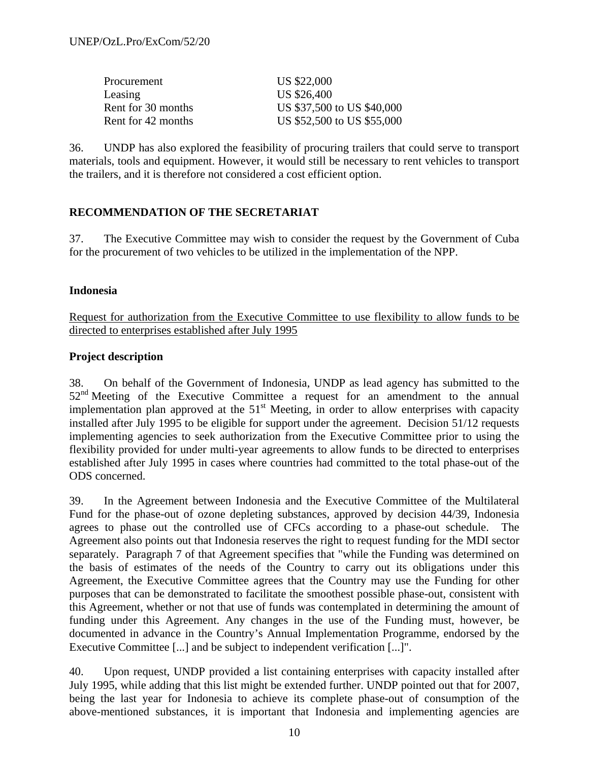| | |
|---|---|
| Procurement | US $22,000 |
| Leasing | US $26,400 |
| Rent for 30 months | US $37,500 to US $40,000 |
| Rent for 42 months | US $52,500 to US $55,000 |

36. UNDP has also explored the feasibility of procuring trailers that could serve to transport materials, tools and equipment. However, it would still be necessary to rent vehicles to transport the trailers, and it is therefore not considered a cost efficient option.

**RECOMMENDATION OF THE SECRETARIAT**

37. The Executive Committee may wish to consider the request by the Government of Cuba for the procurement of two vehicles to be utilized in the implementation of the NPP.

**Indonesia**

Request for authorization from the Executive Committee to use flexibility to allow funds to be directed to enterprises established after July 1995

**Project description**

38. On behalf of the Government of Indonesia, UNDP as lead agency has submitted to the 52nd Meeting of the Executive Committee a request for an amendment to the annual implementation plan approved at the 51st Meeting, in order to allow enterprises with capacity installed after July 1995 to be eligible for support under the agreement. Decision 51/12 requests implementing agencies to seek authorization from the Executive Committee prior to using the flexibility provided for under multi-year agreements to allow funds to be directed to enterprises established after July 1995 in cases where countries had committed to the total phase-out of the ODS concerned.

39. In the Agreement between Indonesia and the Executive Committee of the Multilateral Fund for the phase-out of ozone depleting substances, approved by decision 44/39, Indonesia agrees to phase out the controlled use of CFCs according to a phase-out schedule. The Agreement also points out that Indonesia reserves the right to request funding for the MDI sector separately. Paragraph 7 of that Agreement specifies that "while the Funding was determined on the basis of estimates of the needs of the Country to carry out its obligations under this Agreement, the Executive Committee agrees that the Country may use the Funding for other purposes that can be demonstrated to facilitate the smoothest possible phase-out, consistent with this Agreement, whether or not that use of funds was contemplated in determining the amount of funding under this Agreement. Any changes in the use of the Funding must, however, be documented in advance in the Country's Annual Implementation Programme, endorsed by the Executive Committee [...] and be subject to independent verification [...]".

40. Upon request, UNDP provided a list containing enterprises with capacity installed after July 1995, while adding that this list might be extended further. UNDP pointed out that for 2007, being the last year for Indonesia to achieve its complete phase-out of consumption of the above-mentioned substances, it is important that Indonesia and implementing agencies are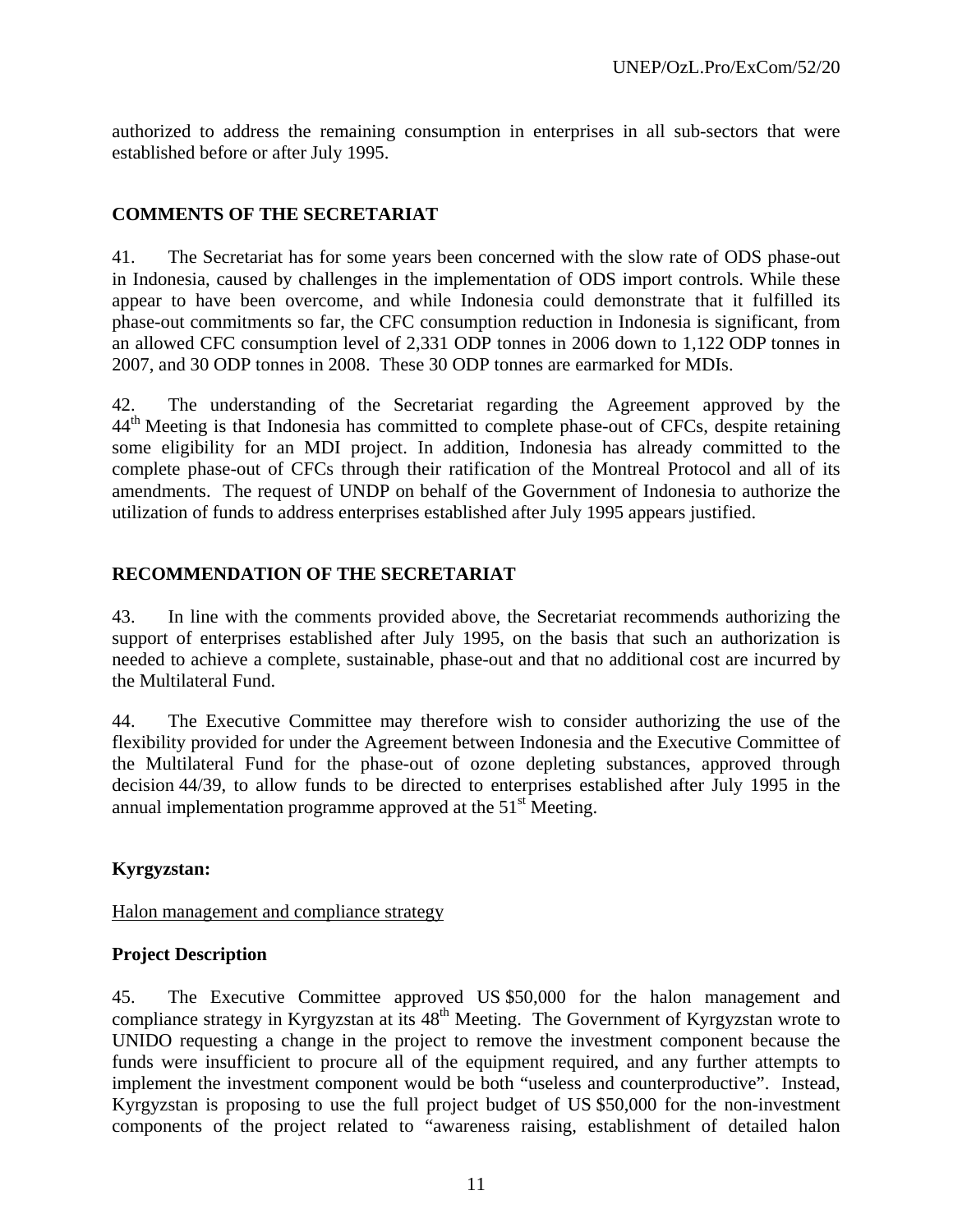authorized to address the remaining consumption in enterprises in all sub-sectors that were established before or after July 1995.

## COMMENTS OF THE SECRETARIAT

41. The Secretariat has for some years been concerned with the slow rate of ODS phase-out in Indonesia, caused by challenges in the implementation of ODS import controls. While these appear to have been overcome, and while Indonesia could demonstrate that it fulfilled its phase-out commitments so far, the CFC consumption reduction in Indonesia is significant, from an allowed CFC consumption level of 2,331 ODP tonnes in 2006 down to 1,122 ODP tonnes in 2007, and 30 ODP tonnes in 2008. These 30 ODP tonnes are earmarked for MDIs.

42. The understanding of the Secretariat regarding the Agreement approved by the 44th Meeting is that Indonesia has committed to complete phase-out of CFCs, despite retaining some eligibility for an MDI project. In addition, Indonesia has already committed to the complete phase-out of CFCs through their ratification of the Montreal Protocol and all of its amendments. The request of UNDP on behalf of the Government of Indonesia to authorize the utilization of funds to address enterprises established after July 1995 appears justified.

## RECOMMENDATION OF THE SECRETARIAT

43. In line with the comments provided above, the Secretariat recommends authorizing the support of enterprises established after July 1995, on the basis that such an authorization is needed to achieve a complete, sustainable, phase-out and that no additional cost are incurred by the Multilateral Fund.

44. The Executive Committee may therefore wish to consider authorizing the use of the flexibility provided for under the Agreement between Indonesia and the Executive Committee of the Multilateral Fund for the phase-out of ozone depleting substances, approved through decision 44/39, to allow funds to be directed to enterprises established after July 1995 in the annual implementation programme approved at the 51st Meeting.

**Kyrgyzstan:**

Halon management and compliance strategy

**Project Description**

45. The Executive Committee approved US $50,000 for the halon management and compliance strategy in Kyrgyzstan at its 48th Meeting. The Government of Kyrgyzstan wrote to UNIDO requesting a change in the project to remove the investment component because the funds were insufficient to procure all of the equipment required, and any further attempts to implement the investment component would be both "useless and counterproductive". Instead, Kyrgyzstan is proposing to use the full project budget of US $50,000 for the non-investment components of the project related to "awareness raising, establishment of detailed halon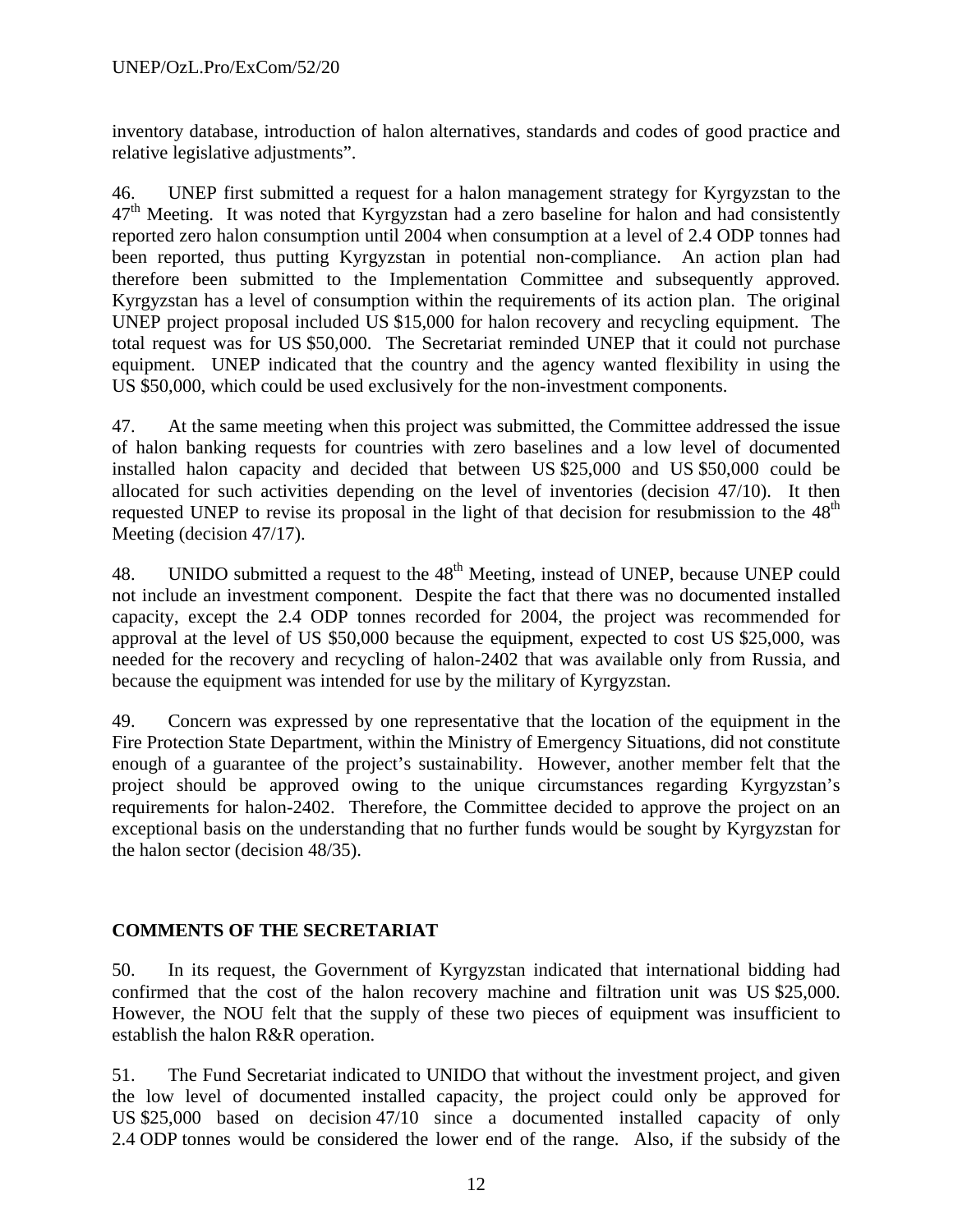inventory database, introduction of halon alternatives, standards and codes of good practice and relative legislative adjustments".

46. UNEP first submitted a request for a halon management strategy for Kyrgyzstan to the 47th Meeting. It was noted that Kyrgyzstan had a zero baseline for halon and had consistently reported zero halon consumption until 2004 when consumption at a level of 2.4 ODP tonnes had been reported, thus putting Kyrgyzstan in potential non-compliance. An action plan had therefore been submitted to the Implementation Committee and subsequently approved. Kyrgyzstan has a level of consumption within the requirements of its action plan. The original UNEP project proposal included US $15,000 for halon recovery and recycling equipment. The total request was for US $50,000. The Secretariat reminded UNEP that it could not purchase equipment. UNEP indicated that the country and the agency wanted flexibility in using the US $50,000, which could be used exclusively for the non-investment components.

47. At the same meeting when this project was submitted, the Committee addressed the issue of halon banking requests for countries with zero baselines and a low level of documented installed halon capacity and decided that between US $25,000 and US $50,000 could be allocated for such activities depending on the level of inventories (decision 47/10). It then requested UNEP to revise its proposal in the light of that decision for resubmission to the 48th Meeting (decision 47/17).

48. UNIDO submitted a request to the 48th Meeting, instead of UNEP, because UNEP could not include an investment component. Despite the fact that there was no documented installed capacity, except the 2.4 ODP tonnes recorded for 2004, the project was recommended for approval at the level of US $50,000 because the equipment, expected to cost US $25,000, was needed for the recovery and recycling of halon-2402 that was available only from Russia, and because the equipment was intended for use by the military of Kyrgyzstan.

49. Concern was expressed by one representative that the location of the equipment in the Fire Protection State Department, within the Ministry of Emergency Situations, did not constitute enough of a guarantee of the project's sustainability. However, another member felt that the project should be approved owing to the unique circumstances regarding Kyrgyzstan's requirements for halon-2402. Therefore, the Committee decided to approve the project on an exceptional basis on the understanding that no further funds would be sought by Kyrgyzstan for the halon sector (decision 48/35).

## COMMENTS OF THE SECRETARIAT

50. In its request, the Government of Kyrgyzstan indicated that international bidding had confirmed that the cost of the halon recovery machine and filtration unit was US $25,000. However, the NOU felt that the supply of these two pieces of equipment was insufficient to establish the halon R&R operation.

51. The Fund Secretariat indicated to UNIDO that without the investment project, and given the low level of documented installed capacity, the project could only be approved for US $25,000 based on decision 47/10 since a documented installed capacity of only 2.4 ODP tonnes would be considered the lower end of the range. Also, if the subsidy of the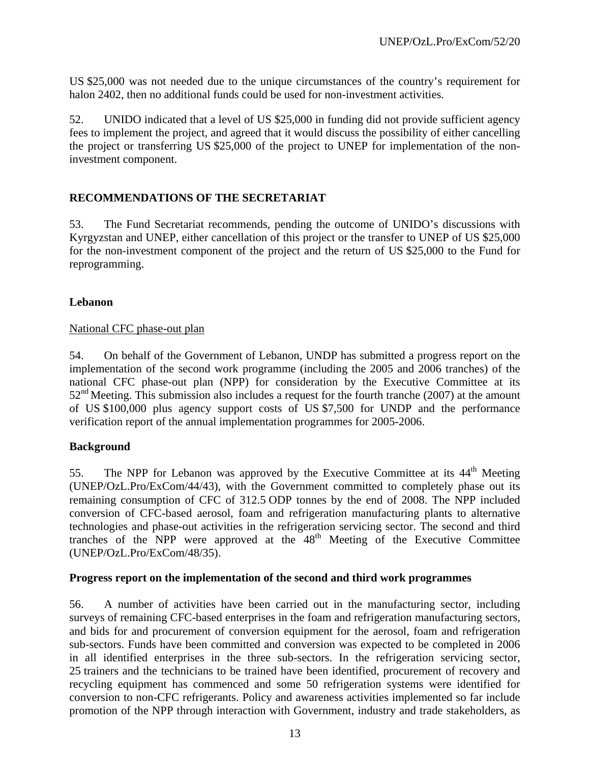US $25,000 was not needed due to the unique circumstances of the country's requirement for halon 2402, then no additional funds could be used for non-investment activities.

52. UNIDO indicated that a level of US $25,000 in funding did not provide sufficient agency fees to implement the project, and agreed that it would discuss the possibility of either cancelling the project or transferring US $25,000 of the project to UNEP for implementation of the non-investment component.

## RECOMMENDATIONS OF THE SECRETARIAT

53. The Fund Secretariat recommends, pending the outcome of UNIDO's discussions with Kyrgyzstan and UNEP, either cancellation of this project or the transfer to UNEP of US $25,000 for the non-investment component of the project and the return of US $25,000 to the Fund for reprogramming.

## Lebanon

National CFC phase-out plan

54. On behalf of the Government of Lebanon, UNDP has submitted a progress report on the implementation of the second work programme (including the 2005 and 2006 tranches) of the national CFC phase-out plan (NPP) for consideration by the Executive Committee at its 52nd Meeting. This submission also includes a request for the fourth tranche (2007) at the amount of US $100,000 plus agency support costs of US $7,500 for UNDP and the performance verification report of the annual implementation programmes for 2005-2006.

## Background

55. The NPP for Lebanon was approved by the Executive Committee at its 44th Meeting (UNEP/OzL.Pro/ExCom/44/43), with the Government committed to completely phase out its remaining consumption of CFC of 312.5 ODP tonnes by the end of 2008. The NPP included conversion of CFC-based aerosol, foam and refrigeration manufacturing plants to alternative technologies and phase-out activities in the refrigeration servicing sector. The second and third tranches of the NPP were approved at the 48th Meeting of the Executive Committee (UNEP/OzL.Pro/ExCom/48/35).

## Progress report on the implementation of the second and third work programmes

56. A number of activities have been carried out in the manufacturing sector, including surveys of remaining CFC-based enterprises in the foam and refrigeration manufacturing sectors, and bids for and procurement of conversion equipment for the aerosol, foam and refrigeration sub-sectors. Funds have been committed and conversion was expected to be completed in 2006 in all identified enterprises in the three sub-sectors. In the refrigeration servicing sector, 25 trainers and the technicians to be trained have been identified, procurement of recovery and recycling equipment has commenced and some 50 refrigeration systems were identified for conversion to non-CFC refrigerants. Policy and awareness activities implemented so far include promotion of the NPP through interaction with Government, industry and trade stakeholders, as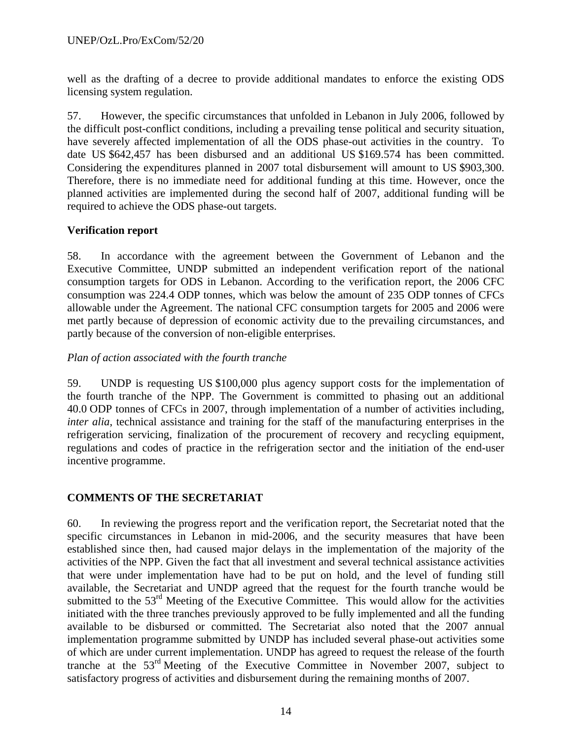well as the drafting of a decree to provide additional mandates to enforce the existing ODS licensing system regulation.

57. However, the specific circumstances that unfolded in Lebanon in July 2006, followed by the difficult post-conflict conditions, including a prevailing tense political and security situation, have severely affected implementation of all the ODS phase-out activities in the country. To date US $642,457 has been disbursed and an additional US $169.574 has been committed. Considering the expenditures planned in 2007 total disbursement will amount to US $903,300. Therefore, there is no immediate need for additional funding at this time. However, once the planned activities are implemented during the second half of 2007, additional funding will be required to achieve the ODS phase-out targets.

**Verification report**

58. In accordance with the agreement between the Government of Lebanon and the Executive Committee, UNDP submitted an independent verification report of the national consumption targets for ODS in Lebanon. According to the verification report, the 2006 CFC consumption was 224.4 ODP tonnes, which was below the amount of 235 ODP tonnes of CFCs allowable under the Agreement. The national CFC consumption targets for 2005 and 2006 were met partly because of depression of economic activity due to the prevailing circumstances, and partly because of the conversion of non-eligible enterprises.

*Plan of action associated with the fourth tranche*

59. UNDP is requesting US $100,000 plus agency support costs for the implementation of the fourth tranche of the NPP. The Government is committed to phasing out an additional 40.0 ODP tonnes of CFCs in 2007, through implementation of a number of activities including, *inter alia*, technical assistance and training for the staff of the manufacturing enterprises in the refrigeration servicing, finalization of the procurement of recovery and recycling equipment, regulations and codes of practice in the refrigeration sector and the initiation of the end-user incentive programme.

## COMMENTS OF THE SECRETARIAT

60. In reviewing the progress report and the verification report, the Secretariat noted that the specific circumstances in Lebanon in mid-2006, and the security measures that have been established since then, had caused major delays in the implementation of the majority of the activities of the NPP. Given the fact that all investment and several technical assistance activities that were under implementation have had to be put on hold, and the level of funding still available, the Secretariat and UNDP agreed that the request for the fourth tranche would be submitted to the 53rd Meeting of the Executive Committee. This would allow for the activities initiated with the three tranches previously approved to be fully implemented and all the funding available to be disbursed or committed. The Secretariat also noted that the 2007 annual implementation programme submitted by UNDP has included several phase-out activities some of which are under current implementation. UNDP has agreed to request the release of the fourth tranche at the 53rd Meeting of the Executive Committee in November 2007, subject to satisfactory progress of activities and disbursement during the remaining months of 2007.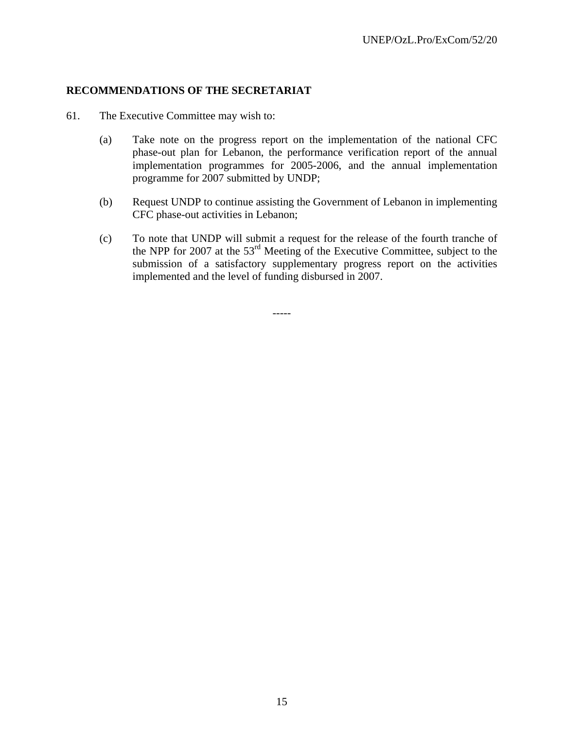**RECOMMENDATIONS OF THE SECRETARIAT**

61. The Executive Committee may wish to:

(a) Take note on the progress report on the implementation of the national CFC phase-out plan for Lebanon, the performance verification report of the annual implementation programmes for 2005-2006, and the annual implementation programme for 2007 submitted by UNDP;

(b) Request UNDP to continue assisting the Government of Lebanon in implementing CFC phase-out activities in Lebanon;

(c) To note that UNDP will submit a request for the release of the fourth tranche of the NPP for 2007 at the 53rd Meeting of the Executive Committee, subject to the submission of a satisfactory supplementary progress report on the activities implemented and the level of funding disbursed in 2007.

-----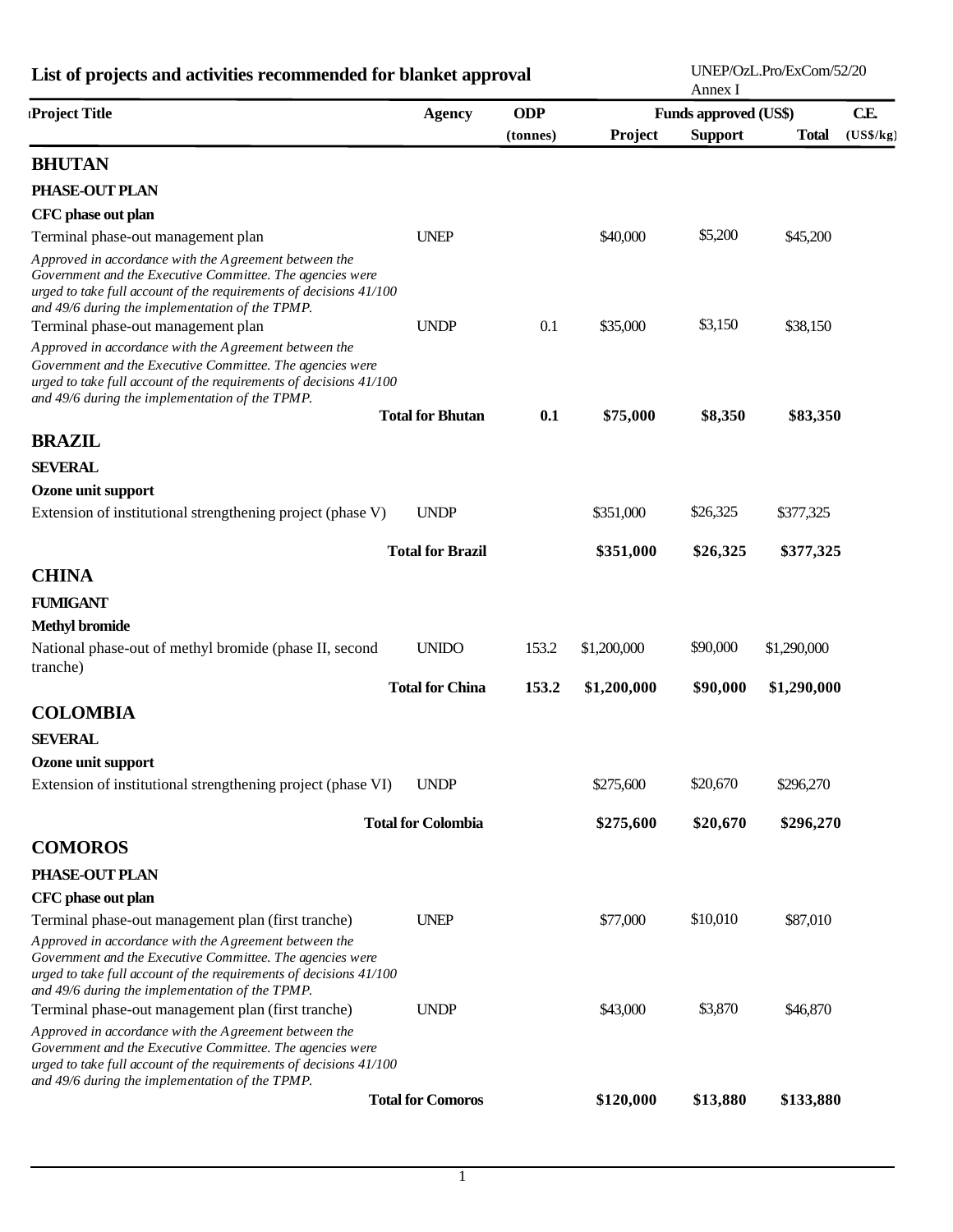## List of projects and activities recommended for blanket approval

UNEP/OzL.Pro/ExCom/52/20
Annex I

| Project Title | Agency | ODP (tonnes) | Funds approved (US$) Project | Support | Total | C.E. (US$/kg) |
|---|---|---|---|---|---|---|
| **BHUTAN** | | | | | | |
| **PHASE-OUT PLAN** | | | | | | |
| **CFC phase out plan** | | | | | | |
| Terminal phase-out management plan | UNEP | | $40,000 | $5,200 | $45,200 | |
| *Approved in accordance with the Agreement between the Government and the Executive Committee. The agencies were urged to take full account of the requirements of decisions 41/100 and 49/6 during the implementation of the TPMP.* | | | | | | |
| Terminal phase-out management plan | UNDP | 0.1 | $35,000 | $3,150 | $38,150 | |
| *Approved in accordance with the Agreement between the Government and the Executive Committee. The agencies were urged to take full account of the requirements of decisions 41/100 and 49/6 during the implementation of the TPMP.* | | | | | | |
| | **Total for Bhutan** | **0.1** | **$75,000** | **$8,350** | **$83,350** | |
| **BRAZIL** | | | | | | |
| **SEVERAL** | | | | | | |
| **Ozone unit support** | | | | | | |
| Extension of institutional strengthening project (phase V) | UNDP | | $351,000 | $26,325 | $377,325 | |
| | **Total for Brazil** | | **$351,000** | **$26,325** | **$377,325** | |
| **CHINA** | | | | | | |
| **FUMIGANT** | | | | | | |
| **Methyl bromide** | | | | | | |
| National phase-out of methyl bromide (phase II, second tranche) | UNIDO | 153.2 | $1,200,000 | $90,000 | $1,290,000 | |
| | **Total for China** | **153.2** | **$1,200,000** | **$90,000** | **$1,290,000** | |
| **COLOMBIA** | | | | | | |
| **SEVERAL** | | | | | | |
| **Ozone unit support** | | | | | | |
| Extension of institutional strengthening project (phase VI) | UNDP | | $275,600 | $20,670 | $296,270 | |
| | **Total for Colombia** | | **$275,600** | **$20,670** | **$296,270** | |
| **COMOROS** | | | | | | |
| **PHASE-OUT PLAN** | | | | | | |
| **CFC phase out plan** | | | | | | |
| Terminal phase-out management plan (first tranche) | UNEP | | $77,000 | $10,010 | $87,010 | |
| *Approved in accordance with the Agreement between the Government and the Executive Committee. The agencies were urged to take full account of the requirements of decisions 41/100 and 49/6 during the implementation of the TPMP.* | | | | | | |
| Terminal phase-out management plan (first tranche) | UNDP | | $43,000 | $3,870 | $46,870 | |
| *Approved in accordance with the Agreement between the Government and the Executive Committee. The agencies were urged to take full account of the requirements of decisions 41/100 and 49/6 during the implementation of the TPMP.* | | | | | | |
| | **Total for Comoros** | | **$120,000** | **$13,880** | **$133,880** | |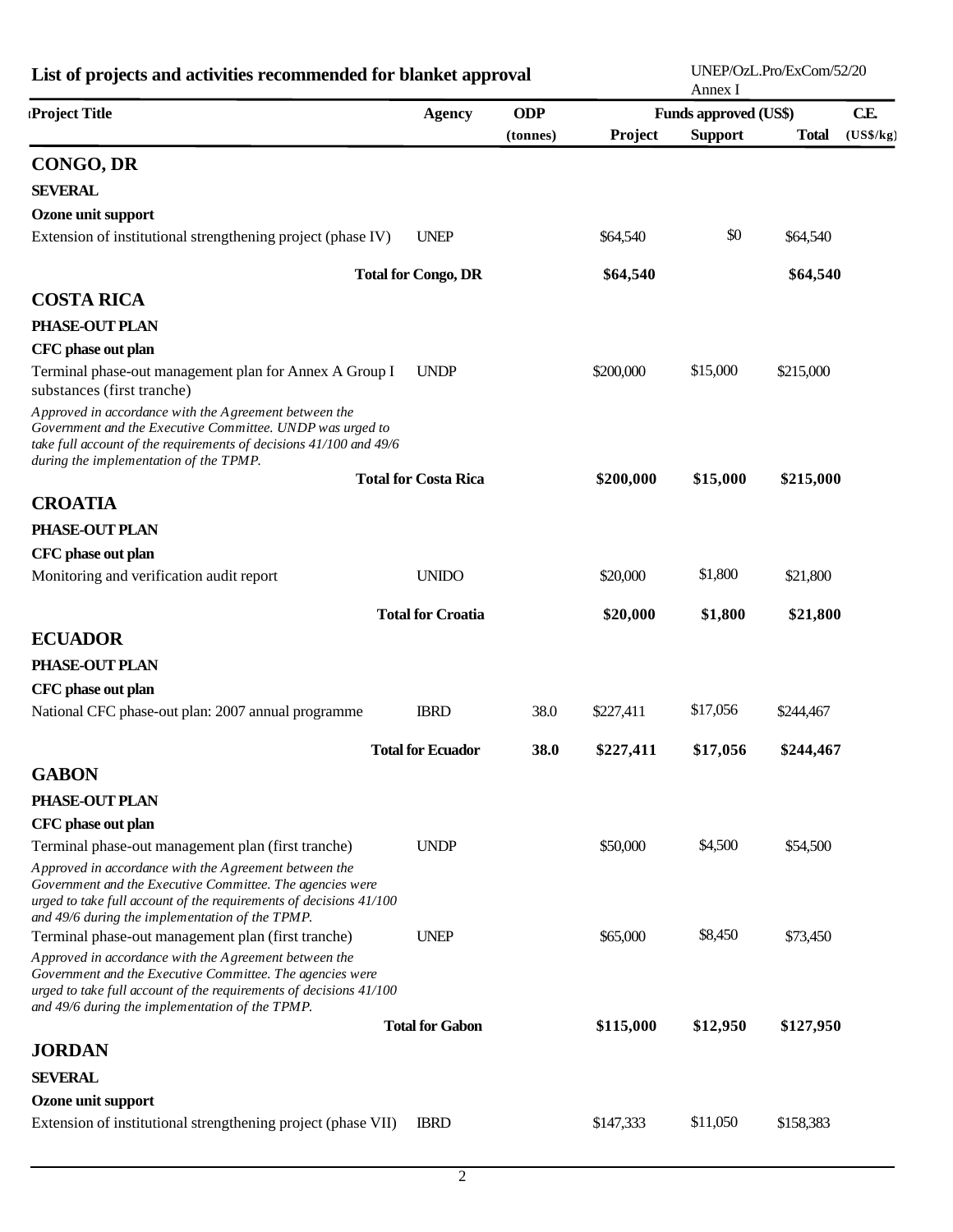## List of projects and activities recommended for blanket approval

| Project Title | Agency | ODP (tonnes) | Funds approved (US$) Project | Support | Total | C.E. (US$/kg) |
|---|---|---|---|---|---|---|
| **CONGO, DR** | | | | | | |
| **SEVERAL** | | | | | | |
| **Ozone unit support** | | | | | | |
| Extension of institutional strengthening project (phase IV) | UNEP | | $64,540 | $0 | $64,540 | |
| **Total for Congo, DR** | | | **$64,540** | | **$64,540** | |
| **COSTA RICA** | | | | | | |
| **PHASE-OUT PLAN** | | | | | | |
| **CFC phase out plan** | | | | | | |
| Terminal phase-out management plan for Annex A Group I substances (first tranche) | UNDP | | $200,000 | $15,000 | $215,000 | |
| *Approved in accordance with the Agreement between the Government and the Executive Committee. UNDP was urged to take full account of the requirements of decisions 41/100 and 49/6 during the implementation of the TPMP.* | | | | | | |
| **Total for Costa Rica** | | | **$200,000** | **$15,000** | **$215,000** | |
| **CROATIA** | | | | | | |
| **PHASE-OUT PLAN** | | | | | | |
| **CFC phase out plan** | | | | | | |
| Monitoring and verification audit report | UNIDO | | $20,000 | $1,800 | $21,800 | |
| **Total for Croatia** | | | **$20,000** | **$1,800** | **$21,800** | |
| **ECUADOR** | | | | | | |
| **PHASE-OUT PLAN** | | | | | | |
| **CFC phase out plan** | | | | | | |
| National CFC phase-out plan: 2007 annual programme | IBRD | 38.0 | $227,411 | $17,056 | $244,467 | |
| **Total for Ecuador** | | **38.0** | **$227,411** | **$17,056** | **$244,467** | |
| **GABON** | | | | | | |
| **PHASE-OUT PLAN** | | | | | | |
| **CFC phase out plan** | | | | | | |
| Terminal phase-out management plan (first tranche) | UNDP | | $50,000 | $4,500 | $54,500 | |
| *Approved in accordance with the Agreement between the Government and the Executive Committee. The agencies were urged to take full account of the requirements of decisions 41/100 and 49/6 during the implementation of the TPMP.* | | | | | | |
| Terminal phase-out management plan (first tranche) | UNEP | | $65,000 | $8,450 | $73,450 | |
| *Approved in accordance with the Agreement between the Government and the Executive Committee. The agencies were urged to take full account of the requirements of decisions 41/100 and 49/6 during the implementation of the TPMP.* | | | | | | |
| **Total for Gabon** | | | **$115,000** | **$12,950** | **$127,950** | |
| **JORDAN** | | | | | | |
| **SEVERAL** | | | | | | |
| **Ozone unit support** | | | | | | |
| Extension of institutional strengthening project (phase VII) | IBRD | | $147,333 | $11,050 | $158,383 | |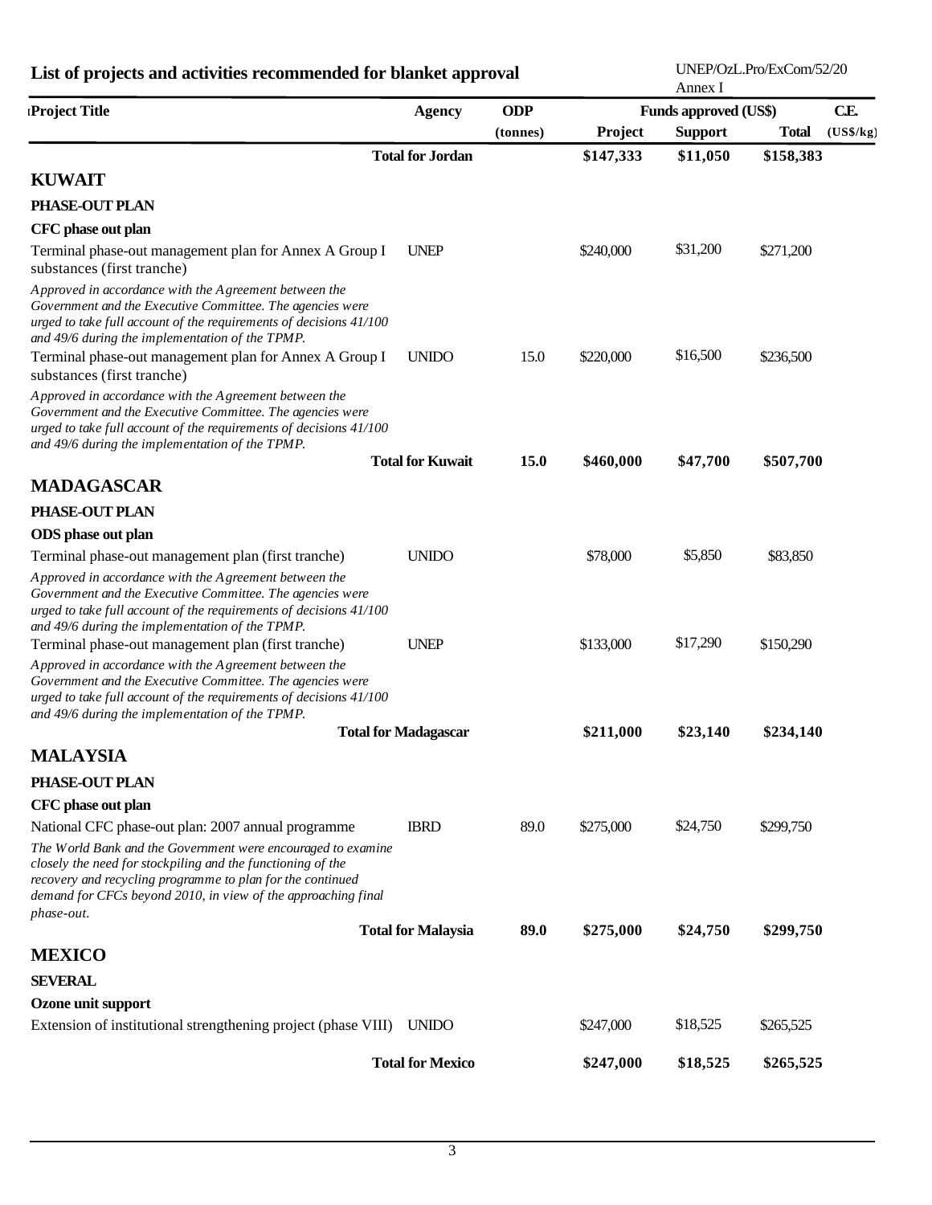## List of projects and activities recommended for blanket approval

| Project Title | Agency | ODP (tonnes) | Funds approved (US$) Project | Support | Total | C.E. (US$/kg) |
|---|---|---|---|---|---|---|
| | **Total for Jordan** | | **$147,333** | **$11,050** | **$158,383** | |
| **KUWAIT** | | | | | | |
| **PHASE-OUT PLAN** | | | | | | |
| **CFC phase out plan** | | | | | | |
| Terminal phase-out management plan for Annex A Group I substances (first tranche) | UNEP | | $240,000 | $31,200 | $271,200 | |
| *Approved in accordance with the Agreement between the Government and the Executive Committee. The agencies were urged to take full account of the requirements of decisions 41/100 and 49/6 during the implementation of the TPMP.* | | | | | | |
| Terminal phase-out management plan for Annex A Group I substances (first tranche) | UNIDO | 15.0 | $220,000 | $16,500 | $236,500 | |
| *Approved in accordance with the Agreement between the Government and the Executive Committee. The agencies were urged to take full account of the requirements of decisions 41/100 and 49/6 during the implementation of the TPMP.* | | | | | | |
| | **Total for Kuwait** | **15.0** | **$460,000** | **$47,700** | **$507,700** | |
| **MADAGASCAR** | | | | | | |
| **PHASE-OUT PLAN** | | | | | | |
| **ODS phase out plan** | | | | | | |
| Terminal phase-out management plan (first tranche) | UNIDO | | $78,000 | $5,850 | $83,850 | |
| *Approved in accordance with the Agreement between the Government and the Executive Committee. The agencies were urged to take full account of the requirements of decisions 41/100 and 49/6 during the implementation of the TPMP.* | | | | | | |
| Terminal phase-out management plan (first tranche) | UNEP | | $133,000 | $17,290 | $150,290 | |
| *Approved in accordance with the Agreement between the Government and the Executive Committee. The agencies were urged to take full account of the requirements of decisions 41/100 and 49/6 during the implementation of the TPMP.* | | | | | | |
| | **Total for Madagascar** | | **$211,000** | **$23,140** | **$234,140** | |
| **MALAYSIA** | | | | | | |
| **PHASE-OUT PLAN** | | | | | | |
| **CFC phase out plan** | | | | | | |
| National CFC phase-out plan: 2007 annual programme | IBRD | 89.0 | $275,000 | $24,750 | $299,750 | |
| *The World Bank and the Government were encouraged to examine closely the need for stockpiling and the functioning of the recovery and recycling programme to plan for the continued demand for CFCs beyond 2010, in view of the approaching final phase-out.* | | | | | | |
| | **Total for Malaysia** | **89.0** | **$275,000** | **$24,750** | **$299,750** | |
| **MEXICO** | | | | | | |
| **SEVERAL** | | | | | | |
| **Ozone unit support** | | | | | | |
| Extension of institutional strengthening project (phase VIII) | UNIDO | | $247,000 | $18,525 | $265,525 | |
| | **Total for Mexico** | | **$247,000** | **$18,525** | **$265,525** | |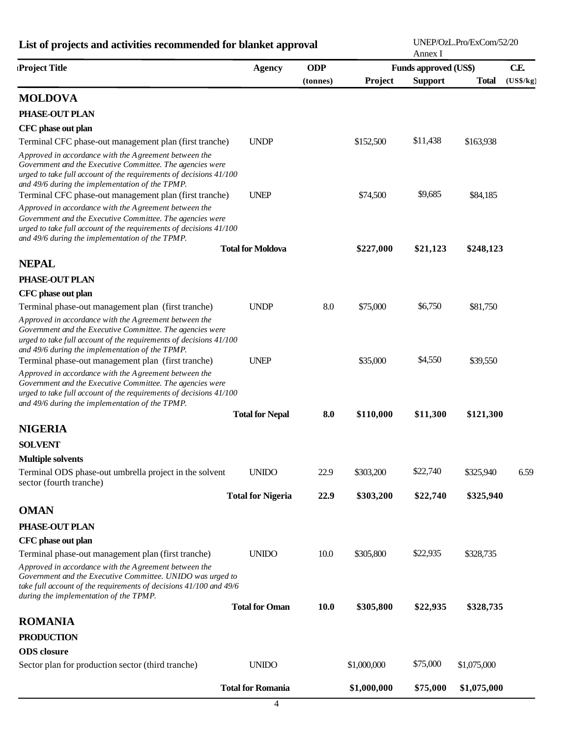## List of projects and activities recommended for blanket approval

| Project Title | Agency | ODP (tonnes) | Funds approved (US$) Project | Support | Total | C.E. (US$/kg) |
|---|---|---|---|---|---|---|
| **MOLDOVA** | | | | | | |
| **PHASE-OUT PLAN** | | | | | | |
| **CFC phase out plan** | | | | | | |
| Terminal CFC phase-out management plan (first tranche) | UNDP | | $152,500 | $11,438 | $163,938 | |
| *Approved in accordance with the Agreement between the Government and the Executive Committee. The agencies were urged to take full account of the requirements of decisions 41/100 and 49/6 during the implementation of the TPMP.* | | | | | | |
| Terminal CFC phase-out management plan (first tranche) | UNEP | | $74,500 | $9,685 | $84,185 | |
| *Approved in accordance with the Agreement between the Government and the Executive Committee. The agencies were urged to take full account of the requirements of decisions 41/100 and 49/6 during the implementation of the TPMP.* | | | | | | |
| | **Total for Moldova** | | **$227,000** | **$21,123** | **$248,123** | |
| **NEPAL** | | | | | | |
| **PHASE-OUT PLAN** | | | | | | |
| **CFC phase out plan** | | | | | | |
| Terminal phase-out management plan (first tranche) | UNDP | 8.0 | $75,000 | $6,750 | $81,750 | |
| *Approved in accordance with the Agreement between the Government and the Executive Committee. The agencies were urged to take full account of the requirements of decisions 41/100 and 49/6 during the implementation of the TPMP.* | | | | | | |
| Terminal phase-out management plan (first tranche) | UNEP | | $35,000 | $4,550 | $39,550 | |
| *Approved in accordance with the Agreement between the Government and the Executive Committee. The agencies were urged to take full account of the requirements of decisions 41/100 and 49/6 during the implementation of the TPMP.* | | | | | | |
| | **Total for Nepal** | **8.0** | **$110,000** | **$11,300** | **$121,300** | |
| **NIGERIA** | | | | | | |
| **SOLVENT** | | | | | | |
| **Multiple solvents** | | | | | | |
| Terminal ODS phase-out umbrella project in the solvent sector (fourth tranche) | UNIDO | 22.9 | $303,200 | $22,740 | $325,940 | 6.59 |
| | **Total for Nigeria** | **22.9** | **$303,200** | **$22,740** | **$325,940** | |
| **OMAN** | | | | | | |
| **PHASE-OUT PLAN** | | | | | | |
| **CFC phase out plan** | | | | | | |
| Terminal phase-out management plan (first tranche) | UNIDO | 10.0 | $305,800 | $22,935 | $328,735 | |
| *Approved in accordance with the Agreement between the Government and the Executive Committee. UNIDO was urged to take full account of the requirements of decisions 41/100 and 49/6 during the implementation of the TPMP.* | | | | | | |
| | **Total for Oman** | **10.0** | **$305,800** | **$22,935** | **$328,735** | |
| **ROMANIA** | | | | | | |
| **PRODUCTION** | | | | | | |
| **ODS closure** | | | | | | |
| Sector plan for production sector (third tranche) | UNIDO | | $1,000,000 | $75,000 | $1,075,000 | |
| | **Total for Romania** | | **$1,000,000** | **$75,000** | **$1,075,000** | |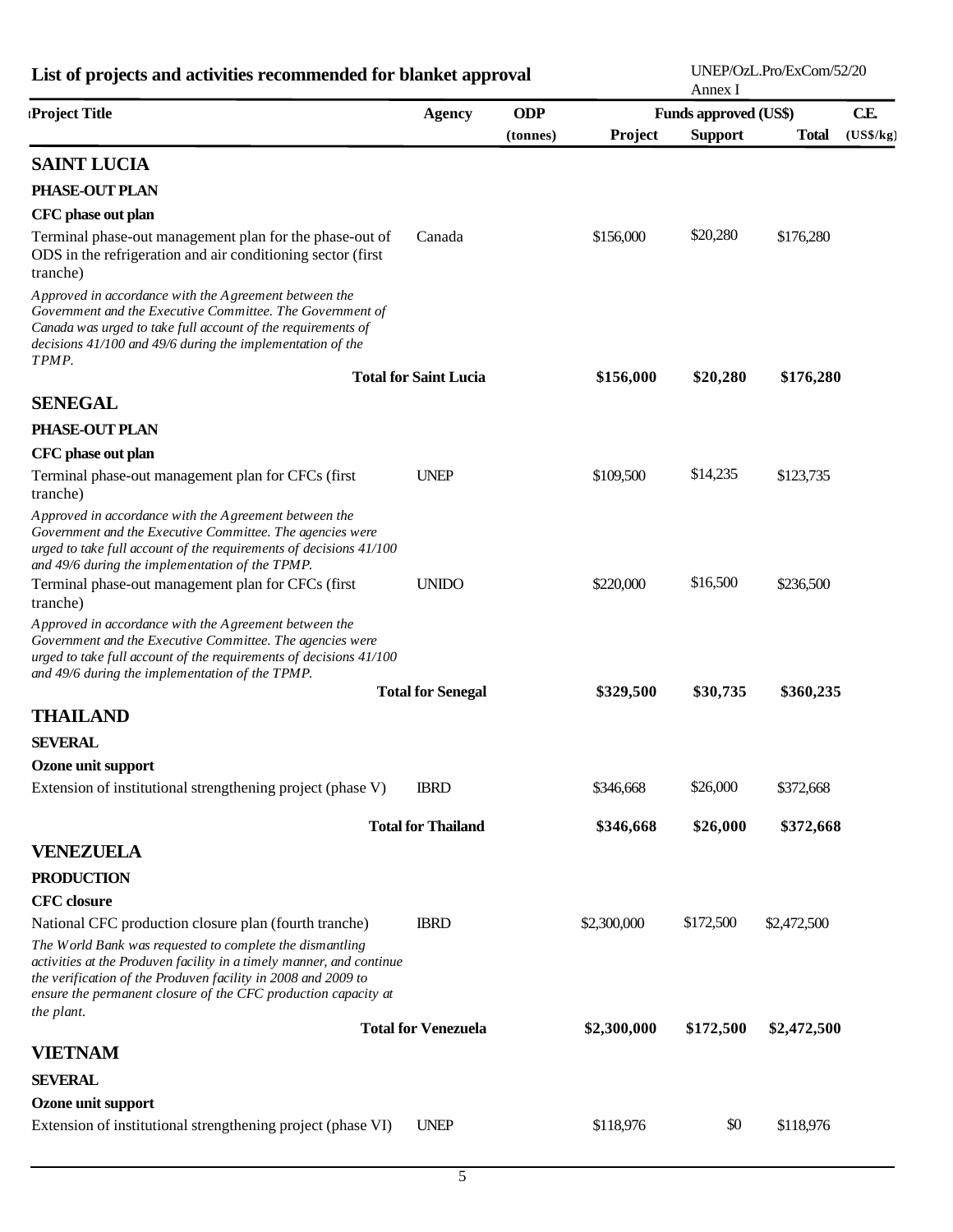## List of projects and activities recommended for blanket approval

| Project Title | Agency | ODP (tonnes) | Funds approved (US$) Project | Support | Total | C.E. (US$/kg) |
|---|---|---|---|---|---|---|
| **SAINT LUCIA** | | | | | | |
| **PHASE-OUT PLAN** | | | | | | |
| **CFC phase out plan** | | | | | | |
| Terminal phase-out management plan for the phase-out of ODS in the refrigeration and air conditioning sector (first tranche) | Canada | | $156,000 | $20,280 | $176,280 | |
| *Approved in accordance with the Agreement between the Government and the Executive Committee. The Government of Canada was urged to take full account of the requirements of decisions 41/100 and 49/6 during the implementation of the TPMP.* | | | | | | |
| **Total for Saint Lucia** | | | **$156,000** | **$20,280** | **$176,280** | |
| **SENEGAL** | | | | | | |
| **PHASE-OUT PLAN** | | | | | | |
| **CFC phase out plan** | | | | | | |
| Terminal phase-out management plan for CFCs (first tranche) | UNEP | | $109,500 | $14,235 | $123,735 | |
| *Approved in accordance with the Agreement between the Government and the Executive Committee. The agencies were urged to take full account of the requirements of decisions 41/100 and 49/6 during the implementation of the TPMP.* | | | | | | |
| Terminal phase-out management plan for CFCs (first tranche) | UNIDO | | $220,000 | $16,500 | $236,500 | |
| *Approved in accordance with the Agreement between the Government and the Executive Committee. The agencies were urged to take full account of the requirements of decisions 41/100 and 49/6 during the implementation of the TPMP.* | | | | | | |
| **Total for Senegal** | | | **$329,500** | **$30,735** | **$360,235** | |
| **THAILAND** | | | | | | |
| **SEVERAL** | | | | | | |
| **Ozone unit support** | | | | | | |
| Extension of institutional strengthening project (phase V) | IBRD | | $346,668 | $26,000 | $372,668 | |
| **Total for Thailand** | | | **$346,668** | **$26,000** | **$372,668** | |
| **VENEZUELA** | | | | | | |
| **PRODUCTION** | | | | | | |
| **CFC closure** | | | | | | |
| National CFC production closure plan (fourth tranche) | IBRD | | $2,300,000 | $172,500 | $2,472,500 | |
| *The World Bank was requested to complete the dismantling activities at the Produven facility in a timely manner, and continue the verification of the Produven facility in 2008 and 2009 to ensure the permanent closure of the CFC production capacity at the plant.* | | | | | | |
| **Total for Venezuela** | | | **$2,300,000** | **$172,500** | **$2,472,500** | |
| **VIETNAM** | | | | | | |
| **SEVERAL** | | | | | | |
| **Ozone unit support** | | | | | | |
| Extension of institutional strengthening project (phase VI) | UNEP | | $118,976 | $0 | $118,976 | |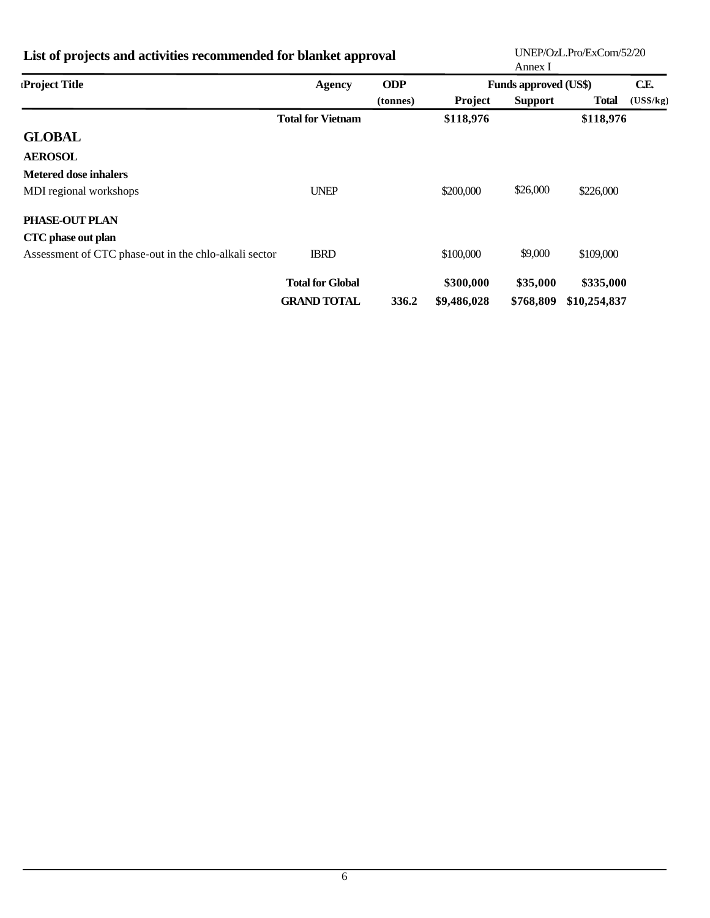## List of projects and activities recommended for blanket approval

| Project Title | Agency | ODP (tonnes) | Funds approved (US$) Project | Support | Total | C.E. (US$/kg) |
|---|---|---|---|---|---|---|
| | **Total for Vietnam** | | **$118,976** | | **$118,976** | |
| **GLOBAL** | | | | | | |
| **AEROSOL** | | | | | | |
| **Metered dose inhalers** | | | | | | |
| MDI regional workshops | UNEP | | $200,000 | $26,000 | $226,000 | |
| **PHASE-OUT PLAN** | | | | | | |
| **CTC phase out plan** | | | | | | |
| Assessment of CTC phase-out in the chlo-alkali sector | IBRD | | $100,000 | $9,000 | $109,000 | |
| | **Total for Global** | | **$300,000** | **$35,000** | **$335,000** | |
| | **GRAND TOTAL** | **336.2** | **$9,486,028** | **$768,809** | **$10,254,837** | |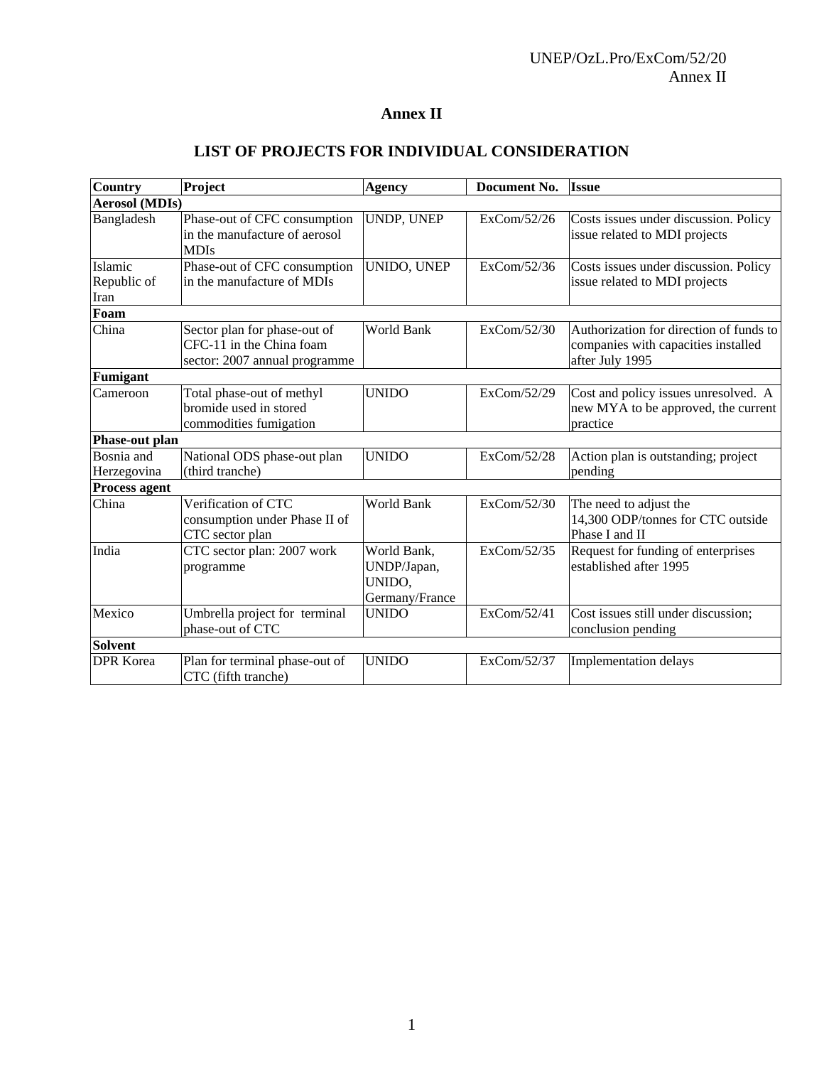# Annex II

## LIST OF PROJECTS FOR INDIVIDUAL CONSIDERATION

| Country | Project | Agency | Document No. | Issue |
|---|---|---|---|---|
| **Aerosol (MDIs)** | | | | |
| Bangladesh | Phase-out of CFC consumption in the manufacture of aerosol MDIs | UNDP, UNEP | ExCom/52/26 | Costs issues under discussion. Policy issue related to MDI projects |
| Islamic Republic of Iran | Phase-out of CFC consumption in the manufacture of MDIs | UNIDO, UNEP | ExCom/52/36 | Costs issues under discussion. Policy issue related to MDI projects |
| **Foam** | | | | |
| China | Sector plan for phase-out of CFC-11 in the China foam sector: 2007 annual programme | World Bank | ExCom/52/30 | Authorization for direction of funds to companies with capacities installed after July 1995 |
| **Fumigant** | | | | |
| Cameroon | Total phase-out of methyl bromide used in stored commodities fumigation | UNIDO | ExCom/52/29 | Cost and policy issues unresolved. A new MYA to be approved, the current practice |
| **Phase-out plan** | | | | |
| Bosnia and Herzegovina | National ODS phase-out plan (third tranche) | UNIDO | ExCom/52/28 | Action plan is outstanding; project pending |
| **Process agent** | | | | |
| China | Verification of CTC consumption under Phase II of CTC sector plan | World Bank | ExCom/52/30 | The need to adjust the 14,300 ODP/tonnes for CTC outside Phase I and II |
| India | CTC sector plan: 2007 work programme | World Bank, UNDP/Japan, UNIDO, Germany/France | ExCom/52/35 | Request for funding of enterprises established after 1995 |
| Mexico | Umbrella project for terminal phase-out of CTC | UNIDO | ExCom/52/41 | Cost issues still under discussion; conclusion pending |
| **Solvent** | | | | |
| DPR Korea | Plan for terminal phase-out of CTC (fifth tranche) | UNIDO | ExCom/52/37 | Implementation delays |